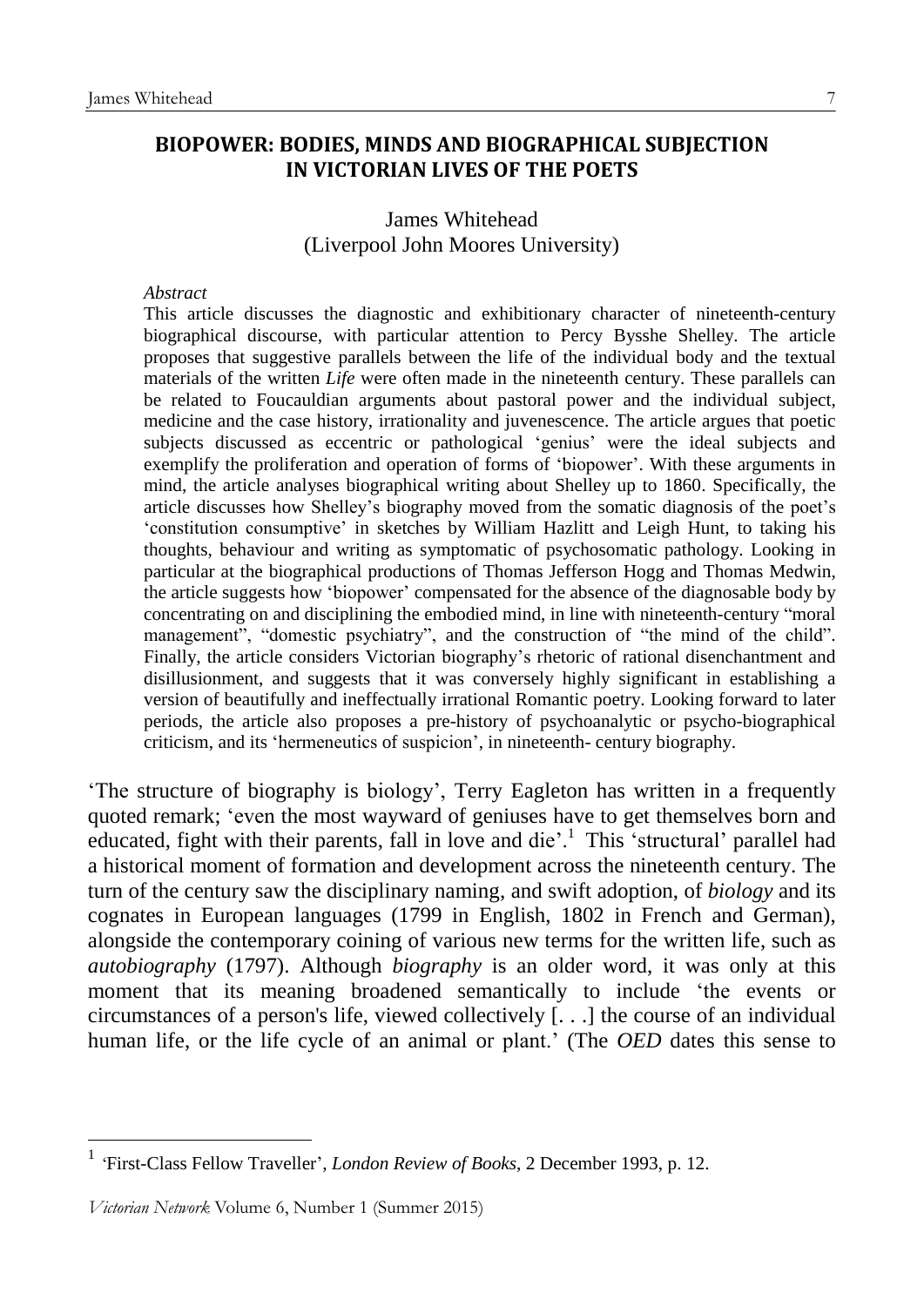# BIOPOWER: BODIES, MINDS AND BIOGRAPHICAL SUBJECTION IN VICTORIAN LIVES OF THE POETS

James Whitehead
(Liverpool John Moores University)

*Abstract*

This article discusses the diagnostic and exhibitionary character of nineteenth-century biographical discourse, with particular attention to Percy Bysshe Shelley. The article proposes that suggestive parallels between the life of the individual body and the textual materials of the written *Life* were often made in the nineteenth century. These parallels can be related to Foucauldian arguments about pastoral power and the individual subject, medicine and the case history, irrationality and juvenescence. The article argues that poetic subjects discussed as eccentric or pathological 'genius' were the ideal subjects and exemplify the proliferation and operation of forms of 'biopower'. With these arguments in mind, the article analyses biographical writing about Shelley up to 1860. Specifically, the article discusses how Shelley's biography moved from the somatic diagnosis of the poet's 'constitution consumptive' in sketches by William Hazlitt and Leigh Hunt, to taking his thoughts, behaviour and writing as symptomatic of psychosomatic pathology. Looking in particular at the biographical productions of Thomas Jefferson Hogg and Thomas Medwin, the article suggests how 'biopower' compensated for the absence of the diagnosable body by concentrating on and disciplining the embodied mind, in line with nineteenth-century "moral management", "domestic psychiatry", and the construction of "the mind of the child". Finally, the article considers Victorian biography's rhetoric of rational disenchantment and disillusionment, and suggests that it was conversely highly significant in establishing a version of beautifully and ineffectually irrational Romantic poetry. Looking forward to later periods, the article also proposes a pre-history of psychoanalytic or psycho-biographical criticism, and its 'hermeneutics of suspicion', in nineteenth- century biography.

'The structure of biography is biology', Terry Eagleton has written in a frequently quoted remark; 'even the most wayward of geniuses have to get themselves born and educated, fight with their parents, fall in love and die'.[1] This 'structural' parallel had a historical moment of formation and development across the nineteenth century. The turn of the century saw the disciplinary naming, and swift adoption, of *biology* and its cognates in European languages (1799 in English, 1802 in French and German), alongside the contemporary coining of various new terms for the written life, such as *autobiography* (1797). Although *biography* is an older word, it was only at this moment that its meaning broadened semantically to include 'the events or circumstances of a person's life, viewed collectively [. . .] the course of an individual human life, or the life cycle of an animal or plant.' (The *OED* dates this sense to

[1] 'First-Class Fellow Traveller', *London Review of Books*, 2 December 1993, p. 12.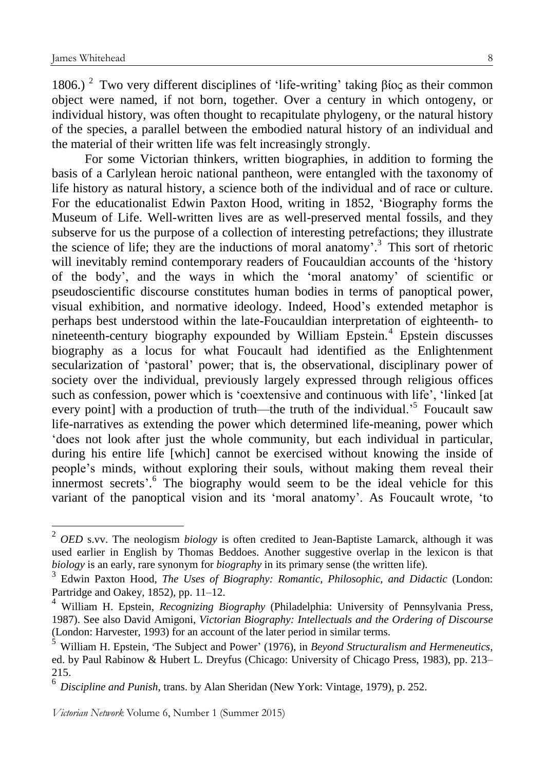1806.)[2] Two very different disciplines of 'life-writing' taking βίος as their common object were named, if not born, together. Over a century in which ontogeny, or individual history, was often thought to recapitulate phylogeny, or the natural history of the species, a parallel between the embodied natural history of an individual and the material of their written life was felt increasingly strongly.

For some Victorian thinkers, written biographies, in addition to forming the basis of a Carlylean heroic national pantheon, were entangled with the taxonomy of life history as natural history, a science both of the individual and of race or culture. For the educationalist Edwin Paxton Hood, writing in 1852, 'Biography forms the Museum of Life. Well-written lives are as well-preserved mental fossils, and they subserve for us the purpose of a collection of interesting petrefactions; they illustrate the science of life; they are the inductions of moral anatomy'.[3] This sort of rhetoric will inevitably remind contemporary readers of Foucauldian accounts of the 'history of the body', and the ways in which the 'moral anatomy' of scientific or pseudoscientific discourse constitutes human bodies in terms of panoptical power, visual exhibition, and normative ideology. Indeed, Hood's extended metaphor is perhaps best understood within the late-Foucauldian interpretation of eighteenth- to nineteenth-century biography expounded by William Epstein.[4] Epstein discusses biography as a locus for what Foucault had identified as the Enlightenment secularization of 'pastoral' power; that is, the observational, disciplinary power of society over the individual, previously largely expressed through religious offices such as confession, power which is 'coextensive and continuous with life', 'linked [at every point] with a production of truth—the truth of the individual.'[5] Foucault saw life-narratives as extending the power which determined life-meaning, power which 'does not look after just the whole community, but each individual in particular, during his entire life [which] cannot be exercised without knowing the inside of people's minds, without exploring their souls, without making them reveal their innermost secrets'.[6] The biography would seem to be the ideal vehicle for this variant of the panoptical vision and its 'moral anatomy'. As Foucault wrote, 'to

---

[2] *OED* s.vv. The neologism *biology* is often credited to Jean-Baptiste Lamarck, although it was used earlier in English by Thomas Beddoes. Another suggestive overlap in the lexicon is that *biology* is an early, rare synonym for *biography* in its primary sense (the written life).

[3] Edwin Paxton Hood, *The Uses of Biography: Romantic, Philosophic, and Didactic* (London: Partridge and Oakey, 1852), pp. 11–12.

[4] William H. Epstein, *Recognizing Biography* (Philadelphia: University of Pennsylvania Press, 1987). See also David Amigoni, *Victorian Biography: Intellectuals and the Ordering of Discourse* (London: Harvester, 1993) for an account of the later period in similar terms.

[5] William H. Epstein, 'The Subject and Power' (1976), in *Beyond Structuralism and Hermeneutics*, ed. by Paul Rabinow & Hubert L. Dreyfus (Chicago: University of Chicago Press, 1983), pp. 213–215.

[6] *Discipline and Punish*, trans. by Alan Sheridan (New York: Vintage, 1979), p. 252.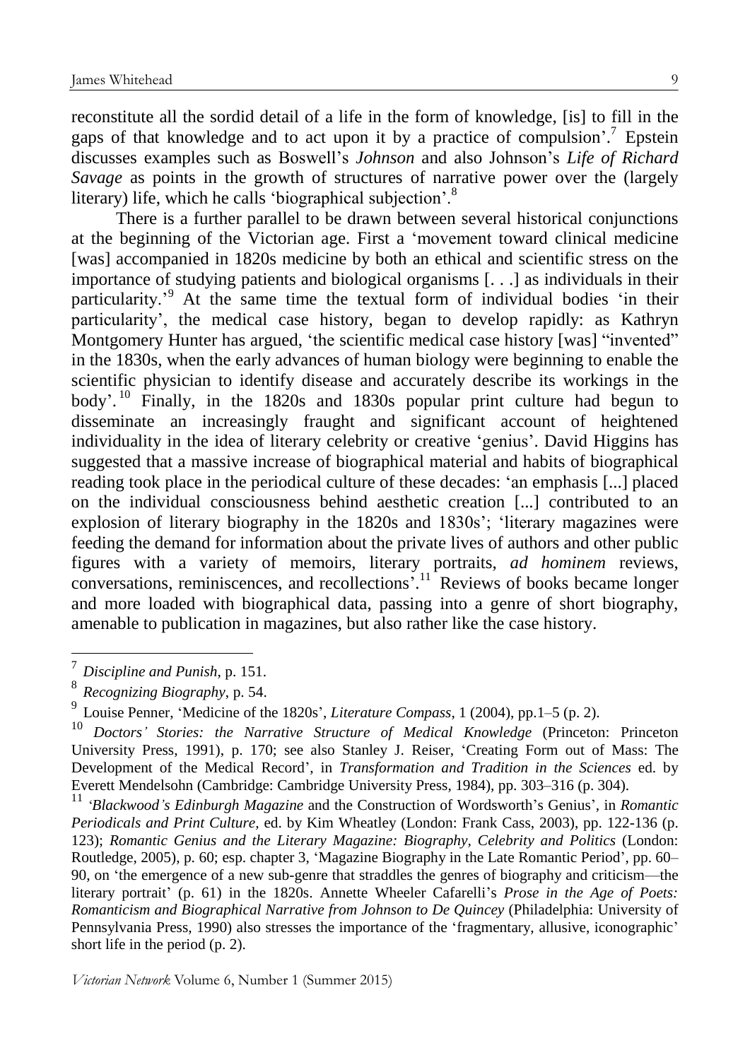reconstitute all the sordid detail of a life in the form of knowledge, [is] to fill in the gaps of that knowledge and to act upon it by a practice of compulsion'.[7] Epstein discusses examples such as Boswell's *Johnson* and also Johnson's *Life of Richard Savage* as points in the growth of structures of narrative power over the (largely literary) life, which he calls 'biographical subjection'.[8]

There is a further parallel to be drawn between several historical conjunctions at the beginning of the Victorian age. First a 'movement toward clinical medicine [was] accompanied in 1820s medicine by both an ethical and scientific stress on the importance of studying patients and biological organisms [. . .] as individuals in their particularity.'[9] At the same time the textual form of individual bodies 'in their particularity', the medical case history, began to develop rapidly: as Kathryn Montgomery Hunter has argued, 'the scientific medical case history [was] "invented" in the 1830s, when the early advances of human biology were beginning to enable the scientific physician to identify disease and accurately describe its workings in the body'.[10] Finally, in the 1820s and 1830s popular print culture had begun to disseminate an increasingly fraught and significant account of heightened individuality in the idea of literary celebrity or creative 'genius'. David Higgins has suggested that a massive increase of biographical material and habits of biographical reading took place in the periodical culture of these decades: 'an emphasis [...] placed on the individual consciousness behind aesthetic creation [...] contributed to an explosion of literary biography in the 1820s and 1830s'; 'literary magazines were feeding the demand for information about the private lives of authors and other public figures with a variety of memoirs, literary portraits, *ad hominem* reviews, conversations, reminiscences, and recollections'.[11] Reviews of books became longer and more loaded with biographical data, passing into a genre of short biography, amenable to publication in magazines, but also rather like the case history.

---

[7] *Discipline and Punish*, p. 151.

[8] *Recognizing Biography*, p. 54.

[9] Louise Penner, 'Medicine of the 1820s', *Literature Compass*, 1 (2004), pp.1–5 (p. 2).

[10] *Doctors' Stories: the Narrative Structure of Medical Knowledge* (Princeton: Princeton University Press, 1991), p. 170; see also Stanley J. Reiser, 'Creating Form out of Mass: The Development of the Medical Record', in *Transformation and Tradition in the Sciences* ed. by Everett Mendelsohn (Cambridge: Cambridge University Press, 1984), pp. 303–316 (p. 304).

[11] '*Blackwood's Edinburgh Magazine* and the Construction of Wordsworth's Genius', in *Romantic Periodicals and Print Culture*, ed. by Kim Wheatley (London: Frank Cass, 2003), pp. 122-136 (p. 123); *Romantic Genius and the Literary Magazine: Biography, Celebrity and Politics* (London: Routledge, 2005), p. 60; esp. chapter 3, 'Magazine Biography in the Late Romantic Period', pp. 60–90, on 'the emergence of a new sub-genre that straddles the genres of biography and criticism—the literary portrait' (p. 61) in the 1820s. Annette Wheeler Cafarelli's *Prose in the Age of Poets: Romanticism and Biographical Narrative from Johnson to De Quincey* (Philadelphia: University of Pennsylvania Press, 1990) also stresses the importance of the 'fragmentary, allusive, iconographic' short life in the period (p. 2).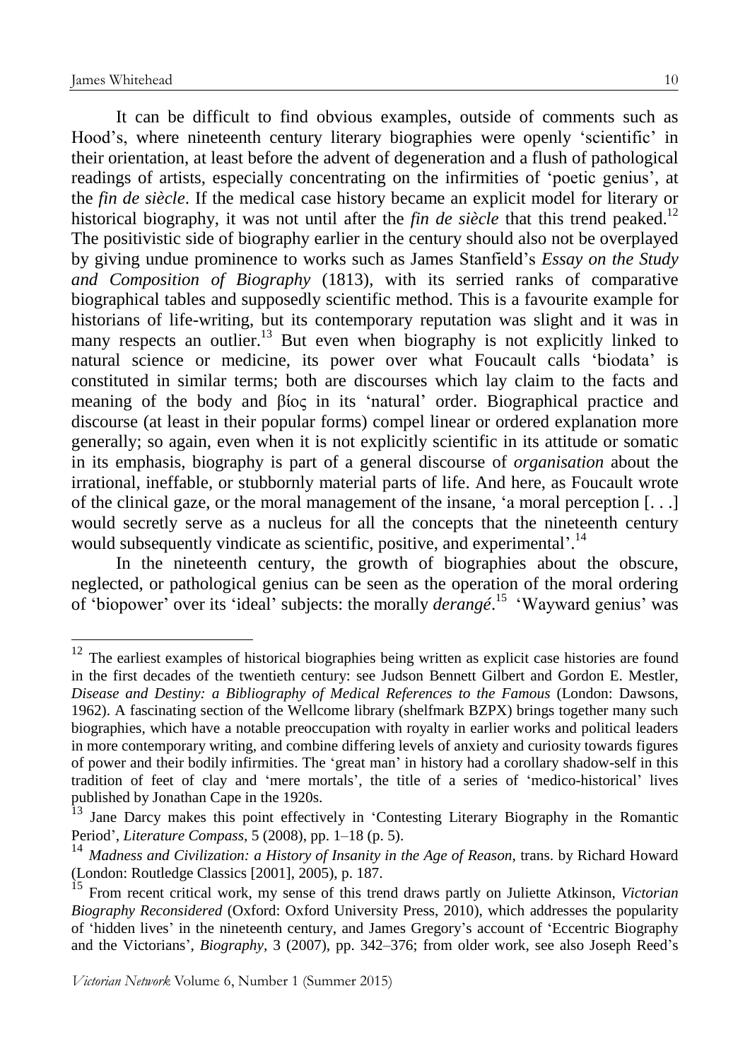It can be difficult to find obvious examples, outside of comments such as Hood's, where nineteenth century literary biographies were openly 'scientific' in their orientation, at least before the advent of degeneration and a flush of pathological readings of artists, especially concentrating on the infirmities of 'poetic genius', at the *fin de siècle*. If the medical case history became an explicit model for literary or historical biography, it was not until after the *fin de siècle* that this trend peaked.[12] The positivistic side of biography earlier in the century should also not be overplayed by giving undue prominence to works such as James Stanfield's *Essay on the Study and Composition of Biography* (1813), with its serried ranks of comparative biographical tables and supposedly scientific method. This is a favourite example for historians of life-writing, but its contemporary reputation was slight and it was in many respects an outlier.[13] But even when biography is not explicitly linked to natural science or medicine, its power over what Foucault calls 'biodata' is constituted in similar terms; both are discourses which lay claim to the facts and meaning of the body and βίος in its 'natural' order. Biographical practice and discourse (at least in their popular forms) compel linear or ordered explanation more generally; so again, even when it is not explicitly scientific in its attitude or somatic in its emphasis, biography is part of a general discourse of *organisation* about the irrational, ineffable, or stubbornly material parts of life. And here, as Foucault wrote of the clinical gaze, or the moral management of the insane, 'a moral perception [. . .] would secretly serve as a nucleus for all the concepts that the nineteenth century would subsequently vindicate as scientific, positive, and experimental'.[14]

In the nineteenth century, the growth of biographies about the obscure, neglected, or pathological genius can be seen as the operation of the moral ordering of 'biopower' over its 'ideal' subjects: the morally *derangé*.[15] 'Wayward genius' was

---

[12] The earliest examples of historical biographies being written as explicit case histories are found in the first decades of the twentieth century: see Judson Bennett Gilbert and Gordon E. Mestler, *Disease and Destiny: a Bibliography of Medical References to the Famous* (London: Dawsons, 1962). A fascinating section of the Wellcome library (shelfmark BZPX) brings together many such biographies, which have a notable preoccupation with royalty in earlier works and political leaders in more contemporary writing, and combine differing levels of anxiety and curiosity towards figures of power and their bodily infirmities. The 'great man' in history had a corollary shadow-self in this tradition of feet of clay and 'mere mortals', the title of a series of 'medico-historical' lives published by Jonathan Cape in the 1920s.

[13] Jane Darcy makes this point effectively in 'Contesting Literary Biography in the Romantic Period', *Literature Compass*, 5 (2008), pp. 1–18 (p. 5).

[14] *Madness and Civilization: a History of Insanity in the Age of Reason*, trans. by Richard Howard (London: Routledge Classics [2001], 2005), p. 187.

[15] From recent critical work, my sense of this trend draws partly on Juliette Atkinson, *Victorian Biography Reconsidered* (Oxford: Oxford University Press, 2010), which addresses the popularity of 'hidden lives' in the nineteenth century, and James Gregory's account of 'Eccentric Biography and the Victorians', *Biography*, 3 (2007), pp. 342–376; from older work, see also Joseph Reed's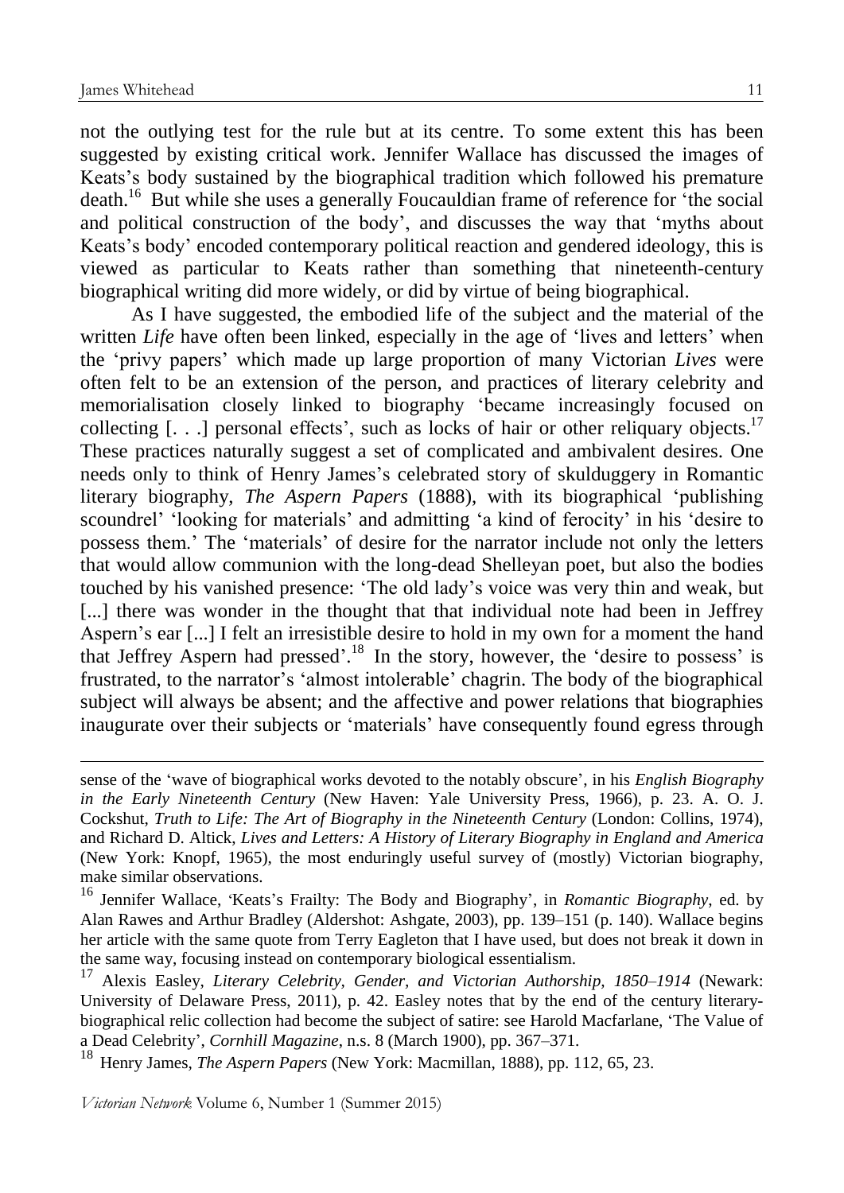not the outlying test for the rule but at its centre. To some extent this has been suggested by existing critical work. Jennifer Wallace has discussed the images of Keats's body sustained by the biographical tradition which followed his premature death.[16] But while she uses a generally Foucauldian frame of reference for 'the social and political construction of the body', and discusses the way that 'myths about Keats's body' encoded contemporary political reaction and gendered ideology, this is viewed as particular to Keats rather than something that nineteenth-century biographical writing did more widely, or did by virtue of being biographical.

As I have suggested, the embodied life of the subject and the material of the written *Life* have often been linked, especially in the age of 'lives and letters' when the 'privy papers' which made up large proportion of many Victorian *Lives* were often felt to be an extension of the person, and practices of literary celebrity and memorialisation closely linked to biography 'became increasingly focused on collecting [. . .] personal effects', such as locks of hair or other reliquary objects.[17] These practices naturally suggest a set of complicated and ambivalent desires. One needs only to think of Henry James's celebrated story of skulduggery in Romantic literary biography, *The Aspern Papers* (1888), with its biographical 'publishing scoundrel' 'looking for materials' and admitting 'a kind of ferocity' in his 'desire to possess them.' The 'materials' of desire for the narrator include not only the letters that would allow communion with the long-dead Shelleyan poet, but also the bodies touched by his vanished presence: 'The old lady's voice was very thin and weak, but [...] there was wonder in the thought that that individual note had been in Jeffrey Aspern's ear [...] I felt an irresistible desire to hold in my own for a moment the hand that Jeffrey Aspern had pressed'.[18] In the story, however, the 'desire to possess' is frustrated, to the narrator's 'almost intolerable' chagrin. The body of the biographical subject will always be absent; and the affective and power relations that biographies inaugurate over their subjects or 'materials' have consequently found egress through

---

sense of the 'wave of biographical works devoted to the notably obscure', in his *English Biography in the Early Nineteenth Century* (New Haven: Yale University Press, 1966), p. 23. A. O. J. Cockshut, *Truth to Life: The Art of Biography in the Nineteenth Century* (London: Collins, 1974), and Richard D. Altick, *Lives and Letters: A History of Literary Biography in England and America* (New York: Knopf, 1965), the most enduringly useful survey of (mostly) Victorian biography, make similar observations.

[16] Jennifer Wallace, 'Keats's Frailty: The Body and Biography', in *Romantic Biography*, ed. by Alan Rawes and Arthur Bradley (Aldershot: Ashgate, 2003), pp. 139–151 (p. 140). Wallace begins her article with the same quote from Terry Eagleton that I have used, but does not break it down in the same way, focusing instead on contemporary biological essentialism.

[17] Alexis Easley, *Literary Celebrity, Gender, and Victorian Authorship, 1850–1914* (Newark: University of Delaware Press, 2011), p. 42. Easley notes that by the end of the century literary-biographical relic collection had become the subject of satire: see Harold Macfarlane, 'The Value of a Dead Celebrity', *Cornhill Magazine*, n.s. 8 (March 1900), pp. 367–371.

[18] Henry James, *The Aspern Papers* (New York: Macmillan, 1888), pp. 112, 65, 23.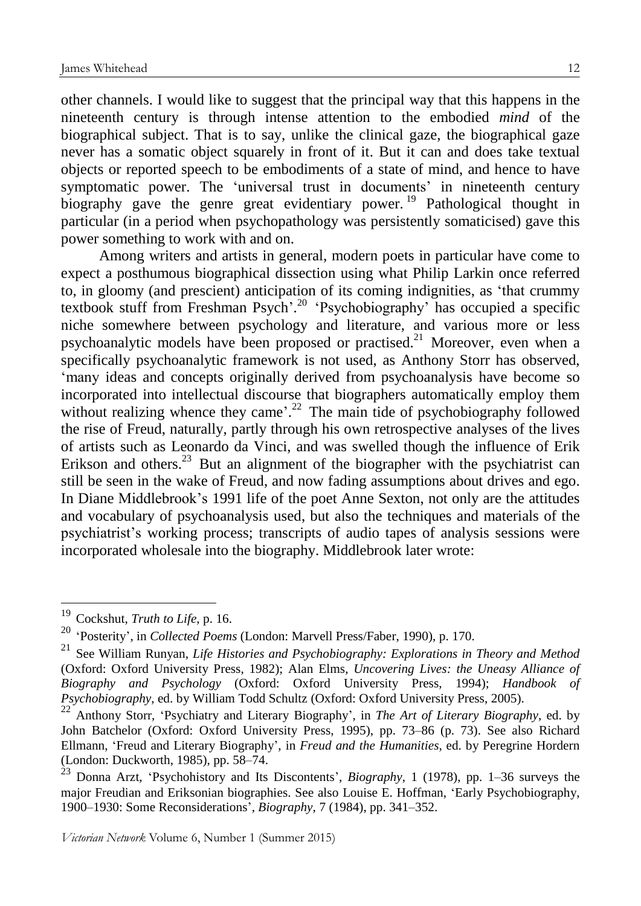other channels. I would like to suggest that the principal way that this happens in the nineteenth century is through intense attention to the embodied *mind* of the biographical subject. That is to say, unlike the clinical gaze, the biographical gaze never has a somatic object squarely in front of it. But it can and does take textual objects or reported speech to be embodiments of a state of mind, and hence to have symptomatic power. The 'universal trust in documents' in nineteenth century biography gave the genre great evidentiary power.[19] Pathological thought in particular (in a period when psychopathology was persistently somaticised) gave this power something to work with and on.

Among writers and artists in general, modern poets in particular have come to expect a posthumous biographical dissection using what Philip Larkin once referred to, in gloomy (and prescient) anticipation of its coming indignities, as 'that crummy textbook stuff from Freshman Psych'.[20] 'Psychobiography' has occupied a specific niche somewhere between psychology and literature, and various more or less psychoanalytic models have been proposed or practised.[21] Moreover, even when a specifically psychoanalytic framework is not used, as Anthony Storr has observed, 'many ideas and concepts originally derived from psychoanalysis have become so incorporated into intellectual discourse that biographers automatically employ them without realizing whence they came'.[22] The main tide of psychobiography followed the rise of Freud, naturally, partly through his own retrospective analyses of the lives of artists such as Leonardo da Vinci, and was swelled though the influence of Erik Erikson and others.[23] But an alignment of the biographer with the psychiatrist can still be seen in the wake of Freud, and now fading assumptions about drives and ego. In Diane Middlebrook's 1991 life of the poet Anne Sexton, not only are the attitudes and vocabulary of psychoanalysis used, but also the techniques and materials of the psychiatrist's working process; transcripts of audio tapes of analysis sessions were incorporated wholesale into the biography. Middlebrook later wrote:

---

[19] Cockshut, *Truth to Life*, p. 16.

[20] 'Posterity', in *Collected Poems* (London: Marvell Press/Faber, 1990), p. 170.

[21] See William Runyan, *Life Histories and Psychobiography: Explorations in Theory and Method* (Oxford: Oxford University Press, 1982); Alan Elms, *Uncovering Lives: the Uneasy Alliance of Biography and Psychology* (Oxford: Oxford University Press, 1994); *Handbook of Psychobiography*, ed. by William Todd Schultz (Oxford: Oxford University Press, 2005).

[22] Anthony Storr, 'Psychiatry and Literary Biography', in *The Art of Literary Biography*, ed. by John Batchelor (Oxford: Oxford University Press, 1995), pp. 73–86 (p. 73). See also Richard Ellmann, 'Freud and Literary Biography', in *Freud and the Humanities*, ed. by Peregrine Hordern (London: Duckworth, 1985), pp. 58–74.

[23] Donna Arzt, 'Psychohistory and Its Discontents', *Biography*, 1 (1978), pp. 1–36 surveys the major Freudian and Eriksonian biographies. See also Louise E. Hoffman, 'Early Psychobiography, 1900–1930: Some Reconsiderations', *Biography*, 7 (1984), pp. 341–352.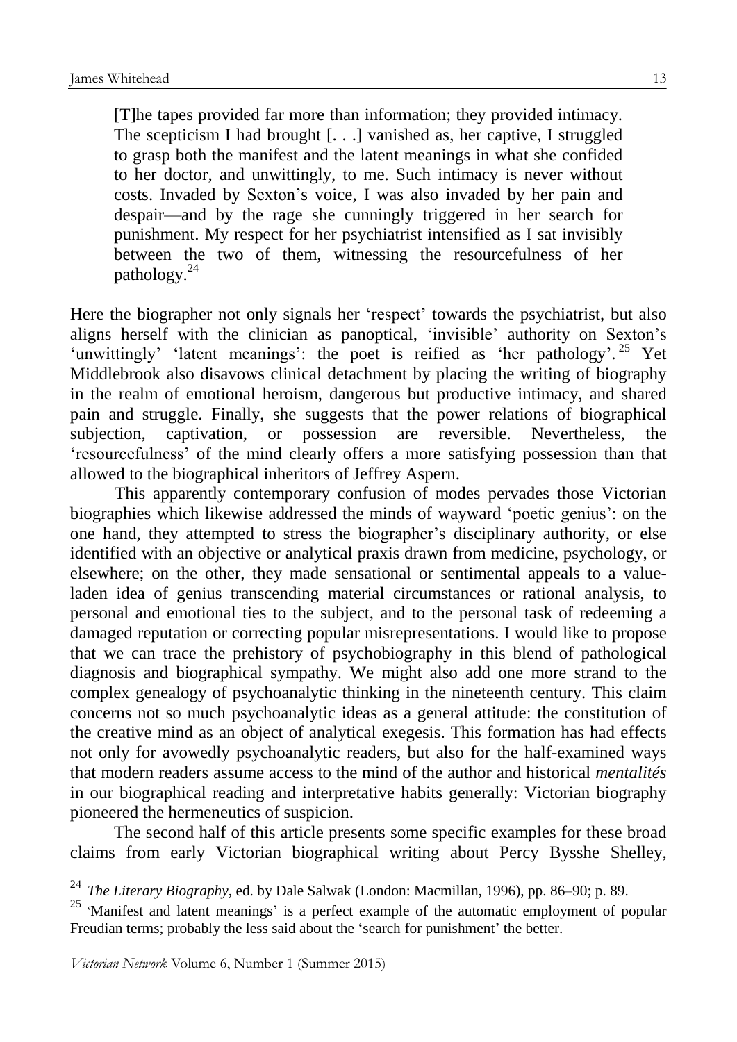> [T]he tapes provided far more than information; they provided intimacy. The scepticism I had brought [. . .] vanished as, her captive, I struggled to grasp both the manifest and the latent meanings in what she confided to her doctor, and unwittingly, to me. Such intimacy is never without costs. Invaded by Sexton's voice, I was also invaded by her pain and despair—and by the rage she cunningly triggered in her search for punishment. My respect for her psychiatrist intensified as I sat invisibly between the two of them, witnessing the resourcefulness of her pathology.[24]

Here the biographer not only signals her 'respect' towards the psychiatrist, but also aligns herself with the clinician as panoptical, 'invisible' authority on Sexton's 'unwittingly' 'latent meanings': the poet is reified as 'her pathology'.[25] Yet Middlebrook also disavows clinical detachment by placing the writing of biography in the realm of emotional heroism, dangerous but productive intimacy, and shared pain and struggle. Finally, she suggests that the power relations of biographical subjection, captivation, or possession are reversible. Nevertheless, the 'resourcefulness' of the mind clearly offers a more satisfying possession than that allowed to the biographical inheritors of Jeffrey Aspern.

This apparently contemporary confusion of modes pervades those Victorian biographies which likewise addressed the minds of wayward 'poetic genius': on the one hand, they attempted to stress the biographer's disciplinary authority, or else identified with an objective or analytical praxis drawn from medicine, psychology, or elsewhere; on the other, they made sensational or sentimental appeals to a value-laden idea of genius transcending material circumstances or rational analysis, to personal and emotional ties to the subject, and to the personal task of redeeming a damaged reputation or correcting popular misrepresentations. I would like to propose that we can trace the prehistory of psychobiography in this blend of pathological diagnosis and biographical sympathy. We might also add one more strand to the complex genealogy of psychoanalytic thinking in the nineteenth century. This claim concerns not so much psychoanalytic ideas as a general attitude: the constitution of the creative mind as an object of analytical exegesis. This formation has had effects not only for avowedly psychoanalytic readers, but also for the half-examined ways that modern readers assume access to the mind of the author and historical *mentalités* in our biographical reading and interpretative habits generally: Victorian biography pioneered the hermeneutics of suspicion.

The second half of this article presents some specific examples for these broad claims from early Victorian biographical writing about Percy Bysshe Shelley,

---

[24] *The Literary Biography*, ed. by Dale Salwak (London: Macmillan, 1996), pp. 86–90; p. 89.

[25] 'Manifest and latent meanings' is a perfect example of the automatic employment of popular Freudian terms; probably the less said about the 'search for punishment' the better.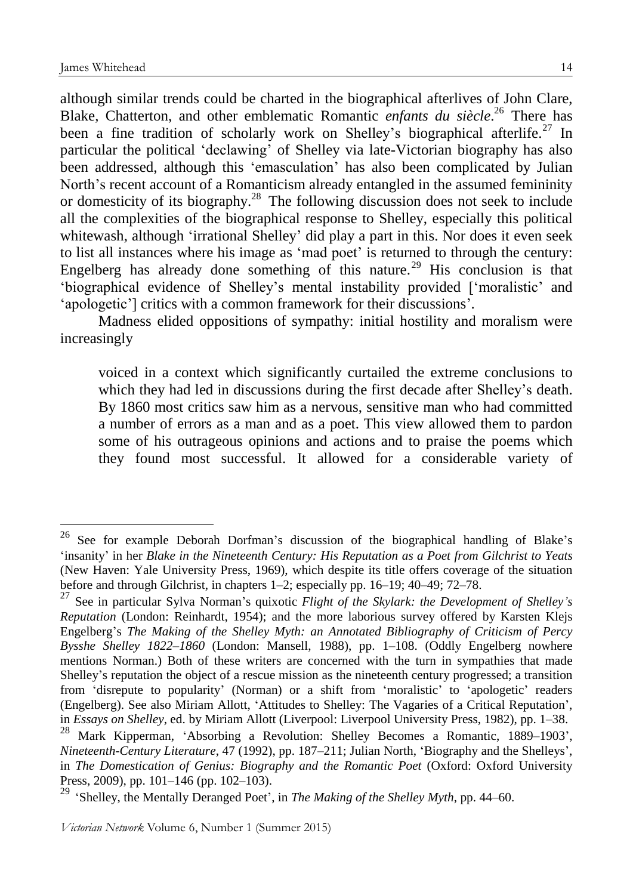although similar trends could be charted in the biographical afterlives of John Clare, Blake, Chatterton, and other emblematic Romantic *enfants du siècle*.[26] There has been a fine tradition of scholarly work on Shelley's biographical afterlife.[27] In particular the political 'declawing' of Shelley via late-Victorian biography has also been addressed, although this 'emasculation' has also been complicated by Julian North's recent account of a Romanticism already entangled in the assumed femininity or domesticity of its biography.[28] The following discussion does not seek to include all the complexities of the biographical response to Shelley, especially this political whitewash, although 'irrational Shelley' did play a part in this. Nor does it even seek to list all instances where his image as 'mad poet' is returned to through the century: Engelberg has already done something of this nature.[29] His conclusion is that 'biographical evidence of Shelley's mental instability provided ['moralistic' and 'apologetic'] critics with a common framework for their discussions'.

Madness elided oppositions of sympathy: initial hostility and moralism were increasingly

> voiced in a context which significantly curtailed the extreme conclusions to which they had led in discussions during the first decade after Shelley's death. By 1860 most critics saw him as a nervous, sensitive man who had committed a number of errors as a man and as a poet. This view allowed them to pardon some of his outrageous opinions and actions and to praise the poems which they found most successful. It allowed for a considerable variety of

---

[26] See for example Deborah Dorfman's discussion of the biographical handling of Blake's 'insanity' in her *Blake in the Nineteenth Century: His Reputation as a Poet from Gilchrist to Yeats* (New Haven: Yale University Press, 1969), which despite its title offers coverage of the situation before and through Gilchrist, in chapters 1–2; especially pp. 16–19; 40–49; 72–78.

[27] See in particular Sylva Norman's quixotic *Flight of the Skylark: the Development of Shelley's Reputation* (London: Reinhardt, 1954); and the more laborious survey offered by Karsten Klejs Engelberg's *The Making of the Shelley Myth: an Annotated Bibliography of Criticism of Percy Bysshe Shelley 1822–1860* (London: Mansell, 1988), pp. 1–108. (Oddly Engelberg nowhere mentions Norman.) Both of these writers are concerned with the turn in sympathies that made Shelley's reputation the object of a rescue mission as the nineteenth century progressed; a transition from 'disrepute to popularity' (Norman) or a shift from 'moralistic' to 'apologetic' readers (Engelberg). See also Miriam Allott, 'Attitudes to Shelley: The Vagaries of a Critical Reputation', in *Essays on Shelley*, ed. by Miriam Allott (Liverpool: Liverpool University Press, 1982), pp. 1–38.

[28] Mark Kipperman, 'Absorbing a Revolution: Shelley Becomes a Romantic, 1889–1903', *Nineteenth-Century Literature*, 47 (1992), pp. 187–211; Julian North, 'Biography and the Shelleys', in *The Domestication of Genius: Biography and the Romantic Poet* (Oxford: Oxford University Press, 2009), pp. 101–146 (pp. 102–103).

[29] 'Shelley, the Mentally Deranged Poet', in *The Making of the Shelley Myth*, pp. 44–60.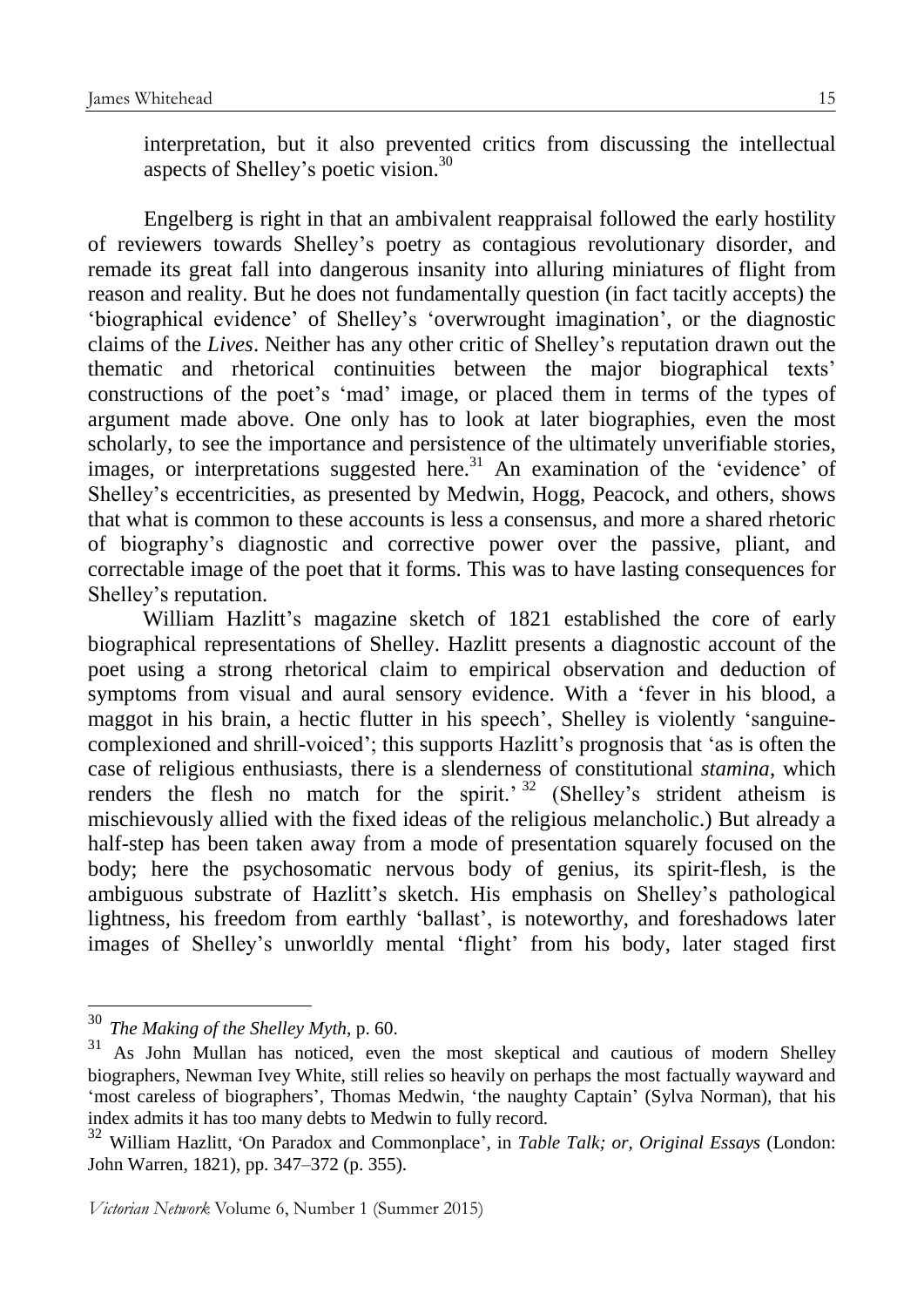interpretation, but it also prevented critics from discussing the intellectual aspects of Shelley's poetic vision.[30]

Engelberg is right in that an ambivalent reappraisal followed the early hostility of reviewers towards Shelley's poetry as contagious revolutionary disorder, and remade its great fall into dangerous insanity into alluring miniatures of flight from reason and reality. But he does not fundamentally question (in fact tacitly accepts) the 'biographical evidence' of Shelley's 'overwrought imagination', or the diagnostic claims of the *Lives*. Neither has any other critic of Shelley's reputation drawn out the thematic and rhetorical continuities between the major biographical texts' constructions of the poet's 'mad' image, or placed them in terms of the types of argument made above. One only has to look at later biographies, even the most scholarly, to see the importance and persistence of the ultimately unverifiable stories, images, or interpretations suggested here.[31] An examination of the 'evidence' of Shelley's eccentricities, as presented by Medwin, Hogg, Peacock, and others, shows that what is common to these accounts is less a consensus, and more a shared rhetoric of biography's diagnostic and corrective power over the passive, pliant, and correctable image of the poet that it forms. This was to have lasting consequences for Shelley's reputation.

William Hazlitt's magazine sketch of 1821 established the core of early biographical representations of Shelley. Hazlitt presents a diagnostic account of the poet using a strong rhetorical claim to empirical observation and deduction of symptoms from visual and aural sensory evidence. With a 'fever in his blood, a maggot in his brain, a hectic flutter in his speech', Shelley is violently 'sanguine-complexioned and shrill-voiced'; this supports Hazlitt's prognosis that 'as is often the case of religious enthusiasts, there is a slenderness of constitutional *stamina*, which renders the flesh no match for the spirit.'[32] (Shelley's strident atheism is mischievously allied with the fixed ideas of the religious melancholic.) But already a half-step has been taken away from a mode of presentation squarely focused on the body; here the psychosomatic nervous body of genius, its spirit-flesh, is the ambiguous substrate of Hazlitt's sketch. His emphasis on Shelley's pathological lightness, his freedom from earthly 'ballast', is noteworthy, and foreshadows later images of Shelley's unworldly mental 'flight' from his body, later staged first

---

[30] *The Making of the Shelley Myth*, p. 60.

[31] As John Mullan has noticed, even the most skeptical and cautious of modern Shelley biographers, Newman Ivey White, still relies so heavily on perhaps the most factually wayward and 'most careless of biographers', Thomas Medwin, 'the naughty Captain' (Sylva Norman), that his index admits it has too many debts to Medwin to fully record.

[32] William Hazlitt, 'On Paradox and Commonplace', in *Table Talk; or, Original Essays* (London: John Warren, 1821), pp. 347–372 (p. 355).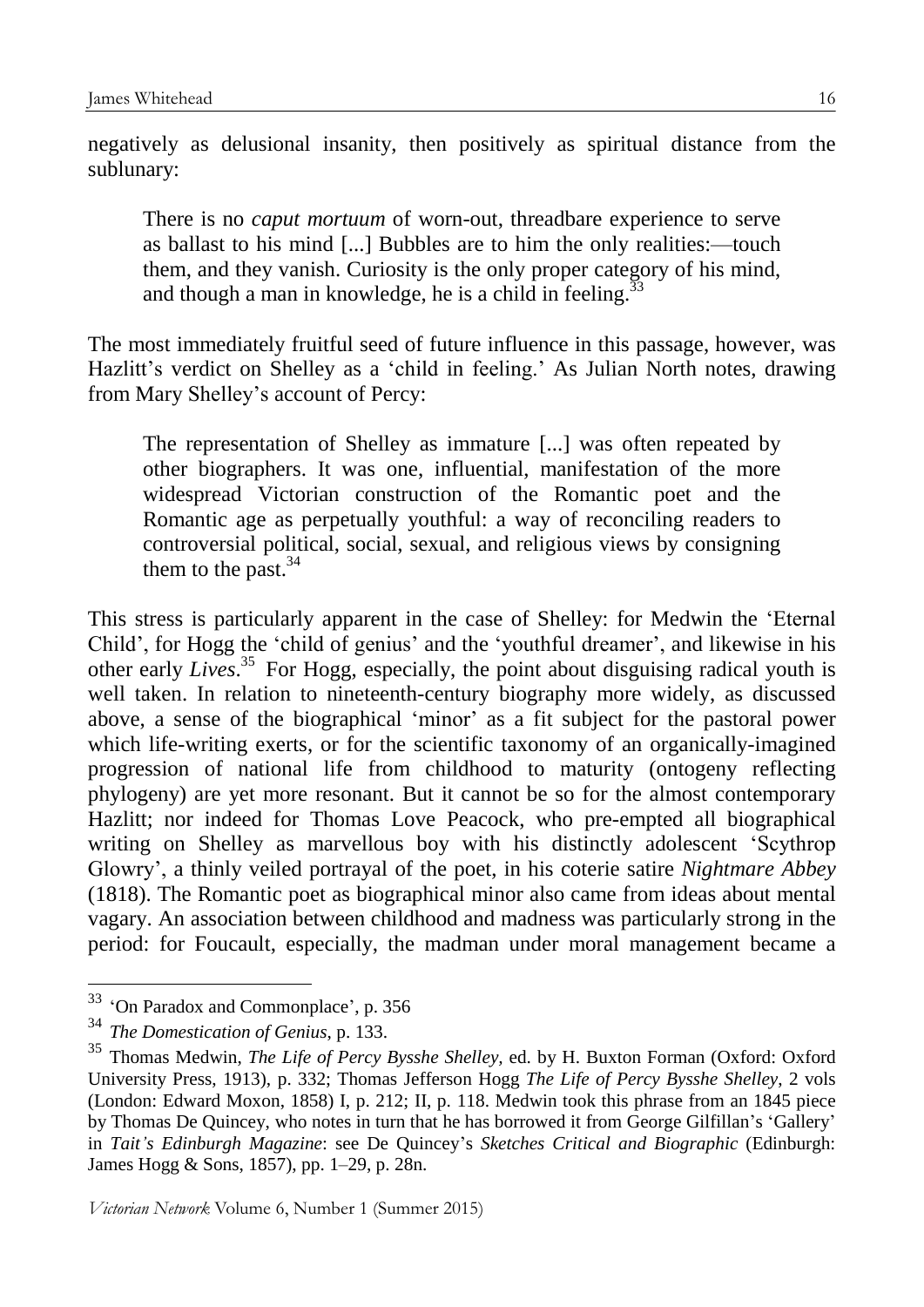negatively as delusional insanity, then positively as spiritual distance from the sublunary:

> There is no *caput mortuum* of worn-out, threadbare experience to serve as ballast to his mind [...] Bubbles are to him the only realities:—touch them, and they vanish. Curiosity is the only proper category of his mind, and though a man in knowledge, he is a child in feeling.[33]

The most immediately fruitful seed of future influence in this passage, however, was Hazlitt's verdict on Shelley as a 'child in feeling.' As Julian North notes, drawing from Mary Shelley's account of Percy:

> The representation of Shelley as immature [...] was often repeated by other biographers. It was one, influential, manifestation of the more widespread Victorian construction of the Romantic poet and the Romantic age as perpetually youthful: a way of reconciling readers to controversial political, social, sexual, and religious views by consigning them to the past.[34]

This stress is particularly apparent in the case of Shelley: for Medwin the 'Eternal Child', for Hogg the 'child of genius' and the 'youthful dreamer', and likewise in his other early *Lives*.[35] For Hogg, especially, the point about disguising radical youth is well taken. In relation to nineteenth-century biography more widely, as discussed above, a sense of the biographical 'minor' as a fit subject for the pastoral power which life-writing exerts, or for the scientific taxonomy of an organically-imagined progression of national life from childhood to maturity (ontogeny reflecting phylogeny) are yet more resonant. But it cannot be so for the almost contemporary Hazlitt; nor indeed for Thomas Love Peacock, who pre-empted all biographical writing on Shelley as marvellous boy with his distinctly adolescent 'Scythrop Glowry', a thinly veiled portrayal of the poet, in his coterie satire *Nightmare Abbey* (1818). The Romantic poet as biographical minor also came from ideas about mental vagary. An association between childhood and madness was particularly strong in the period: for Foucault, especially, the madman under moral management became a

---

[33] 'On Paradox and Commonplace', p. 356

[34] *The Domestication of Genius*, p. 133.

[35] Thomas Medwin, *The Life of Percy Bysshe Shelley,* ed. by H. Buxton Forman (Oxford: Oxford University Press, 1913), p. 332; Thomas Jefferson Hogg *The Life of Percy Bysshe Shelley*, 2 vols (London: Edward Moxon, 1858) I, p. 212; II, p. 118. Medwin took this phrase from an 1845 piece by Thomas De Quincey, who notes in turn that he has borrowed it from George Gilfillan's 'Gallery' in *Tait's Edinburgh Magazine*: see De Quincey's *Sketches Critical and Biographic* (Edinburgh: James Hogg & Sons, 1857), pp. 1–29, p. 28n.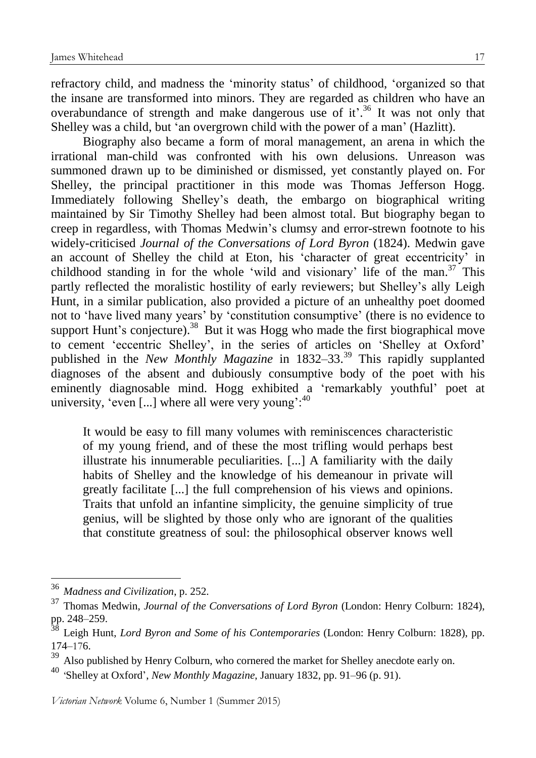refractory child, and madness the 'minority status' of childhood, 'organized so that the insane are transformed into minors. They are regarded as children who have an overabundance of strength and make dangerous use of it'.[36] It was not only that Shelley was a child, but 'an overgrown child with the power of a man' (Hazlitt).

Biography also became a form of moral management, an arena in which the irrational man-child was confronted with his own delusions. Unreason was summoned drawn up to be diminished or dismissed, yet constantly played on. For Shelley, the principal practitioner in this mode was Thomas Jefferson Hogg. Immediately following Shelley's death, the embargo on biographical writing maintained by Sir Timothy Shelley had been almost total. But biography began to creep in regardless, with Thomas Medwin's clumsy and error-strewn footnote to his widely-criticised *Journal of the Conversations of Lord Byron* (1824). Medwin gave an account of Shelley the child at Eton, his 'character of great eccentricity' in childhood standing in for the whole 'wild and visionary' life of the man.[37] This partly reflected the moralistic hostility of early reviewers; but Shelley's ally Leigh Hunt, in a similar publication, also provided a picture of an unhealthy poet doomed not to 'have lived many years' by 'constitution consumptive' (there is no evidence to support Hunt's conjecture).[38] But it was Hogg who made the first biographical move to cement 'eccentric Shelley', in the series of articles on 'Shelley at Oxford' published in the *New Monthly Magazine* in 1832–33.[39] This rapidly supplanted diagnoses of the absent and dubiously consumptive body of the poet with his eminently diagnosable mind. Hogg exhibited a 'remarkably youthful' poet at university, 'even [...] where all were very young':[40]

> It would be easy to fill many volumes with reminiscences characteristic of my young friend, and of these the most trifling would perhaps best illustrate his innumerable peculiarities. [...] A familiarity with the daily habits of Shelley and the knowledge of his demeanour in private will greatly facilitate [...] the full comprehension of his views and opinions. Traits that unfold an infantine simplicity, the genuine simplicity of true genius, will be slighted by those only who are ignorant of the qualities that constitute greatness of soul: the philosophical observer knows well

---

[36] *Madness and Civilization*, p. 252.

[37] Thomas Medwin, *Journal of the Conversations of Lord Byron* (London: Henry Colburn: 1824), pp. 248–259.

[38] Leigh Hunt, *Lord Byron and Some of his Contemporaries* (London: Henry Colburn: 1828), pp. 174–176.

[39] Also published by Henry Colburn, who cornered the market for Shelley anecdote early on.

[40] 'Shelley at Oxford', *New Monthly Magazine*, January 1832, pp. 91–96 (p. 91).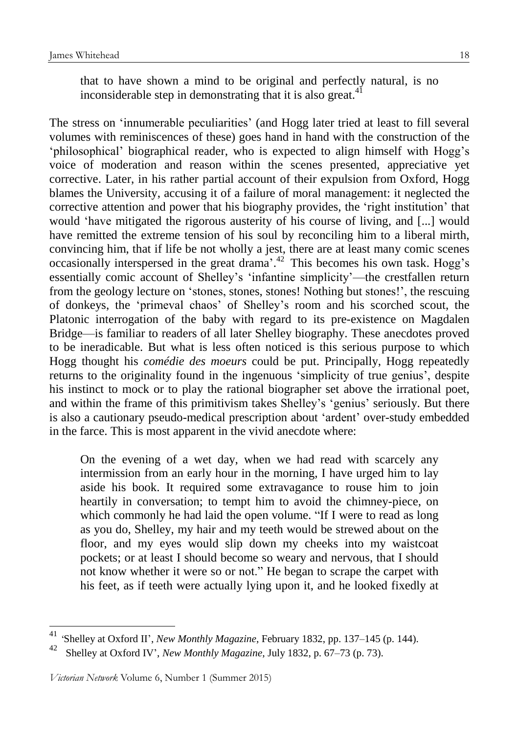> that to have shown a mind to be original and perfectly natural, is no inconsiderable step in demonstrating that it is also great.[41]

The stress on 'innumerable peculiarities' (and Hogg later tried at least to fill several volumes with reminiscences of these) goes hand in hand with the construction of the 'philosophical' biographical reader, who is expected to align himself with Hogg's voice of moderation and reason within the scenes presented, appreciative yet corrective. Later, in his rather partial account of their expulsion from Oxford, Hogg blames the University, accusing it of a failure of moral management: it neglected the corrective attention and power that his biography provides, the 'right institution' that would 'have mitigated the rigorous austerity of his course of living, and [...] would have remitted the extreme tension of his soul by reconciling him to a liberal mirth, convincing him, that if life be not wholly a jest, there are at least many comic scenes occasionally interspersed in the great drama'.[42] This becomes his own task. Hogg's essentially comic account of Shelley's 'infantine simplicity'—the crestfallen return from the geology lecture on 'stones, stones, stones! Nothing but stones!', the rescuing of donkeys, the 'primeval chaos' of Shelley's room and his scorched scout, the Platonic interrogation of the baby with regard to its pre-existence on Magdalen Bridge—is familiar to readers of all later Shelley biography. These anecdotes proved to be ineradicable. But what is less often noticed is this serious purpose to which Hogg thought his *comédie des moeurs* could be put. Principally, Hogg repeatedly returns to the originality found in the ingenuous 'simplicity of true genius', despite his instinct to mock or to play the rational biographer set above the irrational poet, and within the frame of this primitivism takes Shelley's 'genius' seriously. But there is also a cautionary pseudo-medical prescription about 'ardent' over-study embedded in the farce. This is most apparent in the vivid anecdote where:

> On the evening of a wet day, when we had read with scarcely any intermission from an early hour in the morning, I have urged him to lay aside his book. It required some extravagance to rouse him to join heartily in conversation; to tempt him to avoid the chimney-piece, on which commonly he had laid the open volume. "If I were to read as long as you do, Shelley, my hair and my teeth would be strewed about on the floor, and my eyes would slip down my cheeks into my waistcoat pockets; or at least I should become so weary and nervous, that I should not know whether it were so or not." He began to scrape the carpet with his feet, as if teeth were actually lying upon it, and he looked fixedly at

---

[41] 'Shelley at Oxford II', *New Monthly Magazine*, February 1832, pp. 137–145 (p. 144).

[42] Shelley at Oxford IV', *New Monthly Magazine*, July 1832, p. 67–73 (p. 73).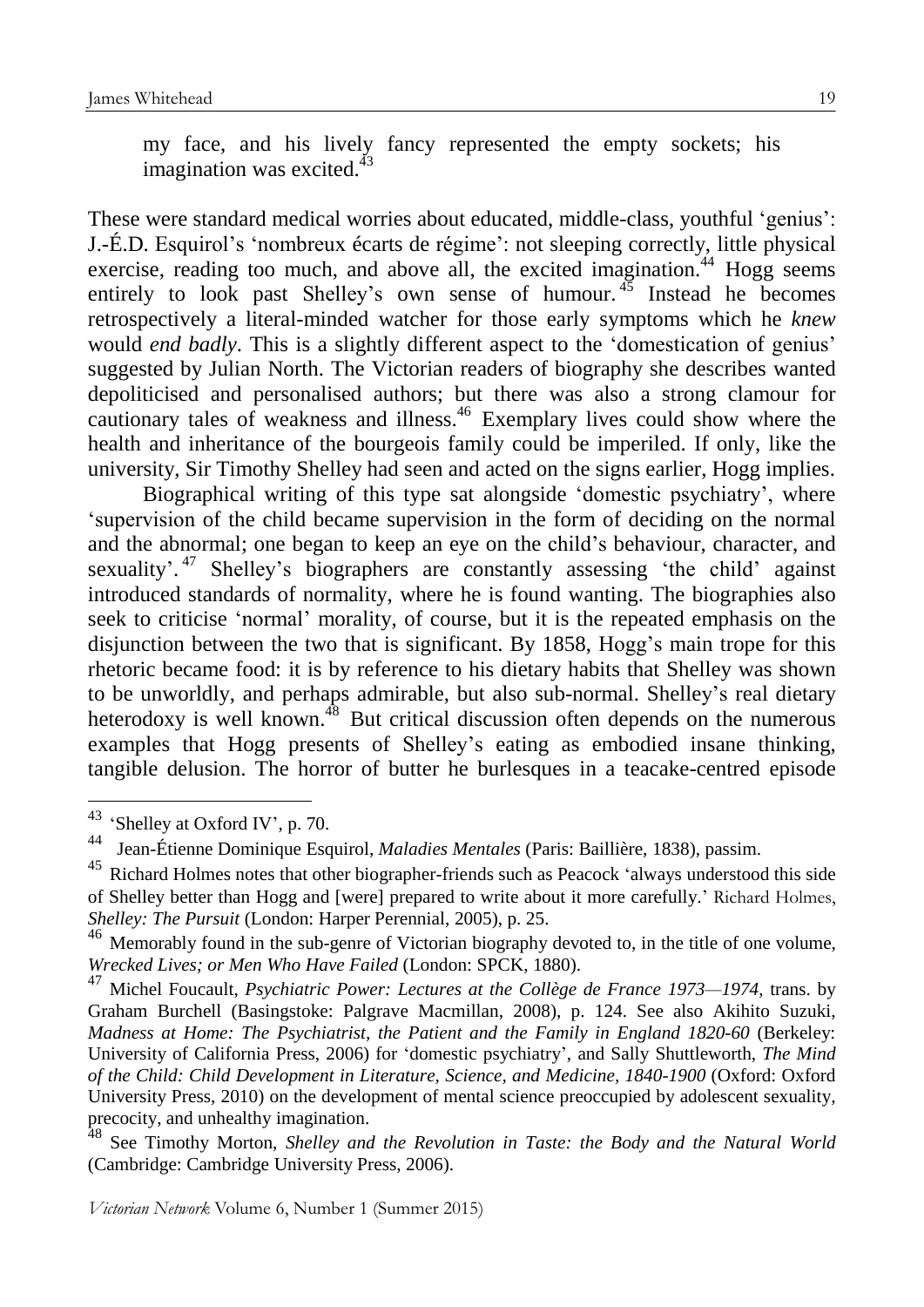> my face, and his lively fancy represented the empty sockets; his imagination was excited.[43]

These were standard medical worries about educated, middle-class, youthful 'genius': J.-É.D. Esquirol's 'nombreux écarts de régime': not sleeping correctly, little physical exercise, reading too much, and above all, the excited imagination.[44] Hogg seems entirely to look past Shelley's own sense of humour.[45] Instead he becomes retrospectively a literal-minded watcher for those early symptoms which he *knew* would *end badly*. This is a slightly different aspect to the 'domestication of genius' suggested by Julian North. The Victorian readers of biography she describes wanted depoliticised and personalised authors; but there was also a strong clamour for cautionary tales of weakness and illness.[46] Exemplary lives could show where the health and inheritance of the bourgeois family could be imperiled. If only, like the university, Sir Timothy Shelley had seen and acted on the signs earlier, Hogg implies.

Biographical writing of this type sat alongside 'domestic psychiatry', where 'supervision of the child became supervision in the form of deciding on the normal and the abnormal; one began to keep an eye on the child's behaviour, character, and sexuality'.[47] Shelley's biographers are constantly assessing 'the child' against introduced standards of normality, where he is found wanting. The biographies also seek to criticise 'normal' morality, of course, but it is the repeated emphasis on the disjunction between the two that is significant. By 1858, Hogg's main trope for this rhetoric became food: it is by reference to his dietary habits that Shelley was shown to be unworldly, and perhaps admirable, but also sub-normal. Shelley's real dietary heterodoxy is well known.[48] But critical discussion often depends on the numerous examples that Hogg presents of Shelley's eating as embodied insane thinking, tangible delusion. The horror of butter he burlesques in a teacake-centred episode

---

[43] 'Shelley at Oxford IV', p. 70.

[44] Jean-Étienne Dominique Esquirol, *Maladies Mentales* (Paris: Baillière, 1838), passim.

[45] Richard Holmes notes that other biographer-friends such as Peacock 'always understood this side of Shelley better than Hogg and [were] prepared to write about it more carefully.' Richard Holmes, *Shelley: The Pursuit* (London: Harper Perennial, 2005), p. 25.

[46] Memorably found in the sub-genre of Victorian biography devoted to, in the title of one volume, *Wrecked Lives; or Men Who Have Failed* (London: SPCK, 1880).

[47] Michel Foucault, *Psychiatric Power: Lectures at the Collège de France 1973—1974*, trans. by Graham Burchell (Basingstoke: Palgrave Macmillan, 2008), p. 124. See also Akihito Suzuki, *Madness at Home: The Psychiatrist, the Patient and the Family in England 1820-60* (Berkeley: University of California Press, 2006) for 'domestic psychiatry', and Sally Shuttleworth, *The Mind of the Child: Child Development in Literature, Science, and Medicine, 1840-1900* (Oxford: Oxford University Press, 2010) on the development of mental science preoccupied by adolescent sexuality, precocity, and unhealthy imagination.

[48] See Timothy Morton, *Shelley and the Revolution in Taste: the Body and the Natural World* (Cambridge: Cambridge University Press, 2006).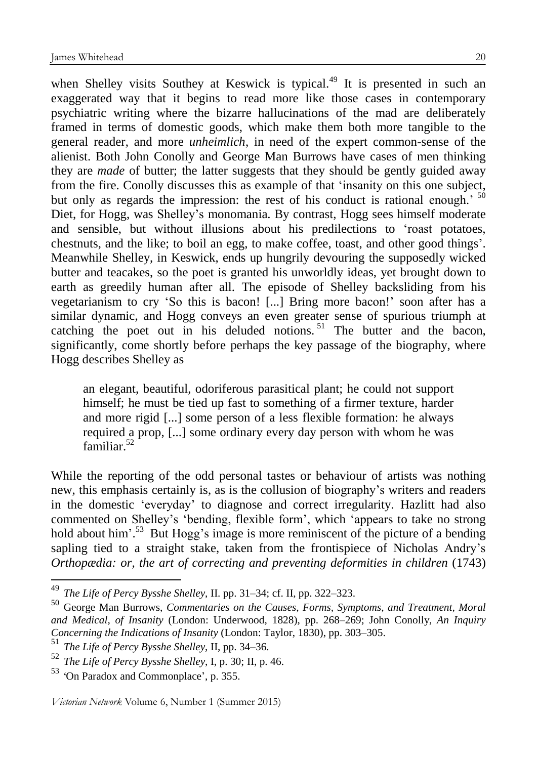when Shelley visits Southey at Keswick is typical.[49] It is presented in such an exaggerated way that it begins to read more like those cases in contemporary psychiatric writing where the bizarre hallucinations of the mad are deliberately framed in terms of domestic goods, which make them both more tangible to the general reader, and more *unheimlich*, in need of the expert common-sense of the alienist. Both John Conolly and George Man Burrows have cases of men thinking they are *made* of butter; the latter suggests that they should be gently guided away from the fire. Conolly discusses this as example of that 'insanity on this one subject, but only as regards the impression: the rest of his conduct is rational enough.'[50] Diet, for Hogg, was Shelley's monomania. By contrast, Hogg sees himself moderate and sensible, but without illusions about his predilections to 'roast potatoes, chestnuts, and the like; to boil an egg, to make coffee, toast, and other good things'. Meanwhile Shelley, in Keswick, ends up hungrily devouring the supposedly wicked butter and teacakes, so the poet is granted his unworldly ideas, yet brought down to earth as greedily human after all. The episode of Shelley backsliding from his vegetarianism to cry 'So this is bacon! [...] Bring more bacon!' soon after has a similar dynamic, and Hogg conveys an even greater sense of spurious triumph at catching the poet out in his deluded notions.[51] The butter and the bacon, significantly, come shortly before perhaps the key passage of the biography, where Hogg describes Shelley as

> an elegant, beautiful, odoriferous parasitical plant; he could not support himself; he must be tied up fast to something of a firmer texture, harder and more rigid [...] some person of a less flexible formation: he always required a prop, [...] some ordinary every day person with whom he was familiar.[52]

While the reporting of the odd personal tastes or behaviour of artists was nothing new, this emphasis certainly is, as is the collusion of biography's writers and readers in the domestic 'everyday' to diagnose and correct irregularity. Hazlitt had also commented on Shelley's 'bending, flexible form', which 'appears to take no strong hold about him'.[53] But Hogg's image is more reminiscent of the picture of a bending sapling tied to a straight stake, taken from the frontispiece of Nicholas Andry's *Orthopædia: or, the art of correcting and preventing deformities in children* (1743)

---

[49] *The Life of Percy Bysshe Shelley*, II. pp. 31–34; cf. II, pp. 322–323.

[50] George Man Burrows, *Commentaries on the Causes, Forms, Symptoms, and Treatment, Moral and Medical, of Insanity* (London: Underwood, 1828), pp. 268–269; John Conolly, *An Inquiry Concerning the Indications of Insanity* (London: Taylor, 1830), pp. 303–305.

[51] *The Life of Percy Bysshe Shelley*, II, pp. 34–36.

[52] *The Life of Percy Bysshe Shelley*, I, p. 30; II, p. 46.

[53] 'On Paradox and Commonplace', p. 355.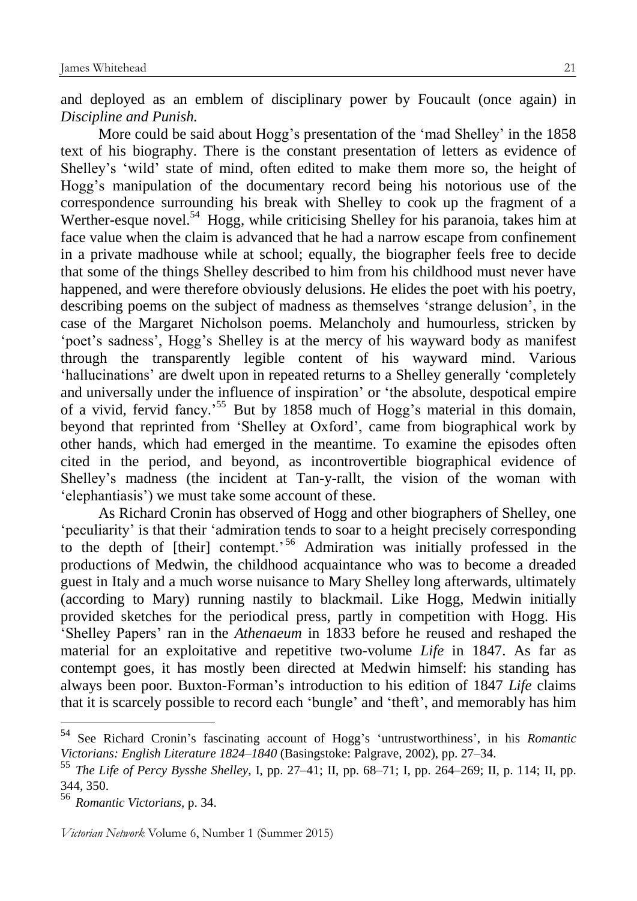and deployed as an emblem of disciplinary power by Foucault (once again) in *Discipline and Punish.*

More could be said about Hogg's presentation of the 'mad Shelley' in the 1858 text of his biography. There is the constant presentation of letters as evidence of Shelley's 'wild' state of mind, often edited to make them more so, the height of Hogg's manipulation of the documentary record being his notorious use of the correspondence surrounding his break with Shelley to cook up the fragment of a Werther-esque novel.[54] Hogg, while criticising Shelley for his paranoia, takes him at face value when the claim is advanced that he had a narrow escape from confinement in a private madhouse while at school; equally, the biographer feels free to decide that some of the things Shelley described to him from his childhood must never have happened, and were therefore obviously delusions. He elides the poet with his poetry, describing poems on the subject of madness as themselves 'strange delusion', in the case of the Margaret Nicholson poems. Melancholy and humourless, stricken by 'poet's sadness', Hogg's Shelley is at the mercy of his wayward body as manifest through the transparently legible content of his wayward mind. Various 'hallucinations' are dwelt upon in repeated returns to a Shelley generally 'completely and universally under the influence of inspiration' or 'the absolute, despotical empire of a vivid, fervid fancy.'[55] But by 1858 much of Hogg's material in this domain, beyond that reprinted from 'Shelley at Oxford', came from biographical work by other hands, which had emerged in the meantime. To examine the episodes often cited in the period, and beyond, as incontrovertible biographical evidence of Shelley's madness (the incident at Tan-y-rallt, the vision of the woman with 'elephantiasis') we must take some account of these.

As Richard Cronin has observed of Hogg and other biographers of Shelley, one 'peculiarity' is that their 'admiration tends to soar to a height precisely corresponding to the depth of [their] contempt.'[56] Admiration was initially professed in the productions of Medwin, the childhood acquaintance who was to become a dreaded guest in Italy and a much worse nuisance to Mary Shelley long afterwards, ultimately (according to Mary) running nastily to blackmail. Like Hogg, Medwin initially provided sketches for the periodical press, partly in competition with Hogg. His 'Shelley Papers' ran in the *Athenaeum* in 1833 before he reused and reshaped the material for an exploitative and repetitive two-volume *Life* in 1847. As far as contempt goes, it has mostly been directed at Medwin himself: his standing has always been poor. Buxton-Forman's introduction to his edition of 1847 *Life* claims that it is scarcely possible to record each 'bungle' and 'theft', and memorably has him

---

[54] See Richard Cronin's fascinating account of Hogg's 'untrustworthiness', in his *Romantic Victorians: English Literature 1824–1840* (Basingstoke: Palgrave, 2002), pp. 27–34.

[55] *The Life of Percy Bysshe Shelley*, I, pp. 27–41; II, pp. 68–71; I, pp. 264–269; II, p. 114; II, pp. 344, 350.

[56] *Romantic Victorians*, p. 34.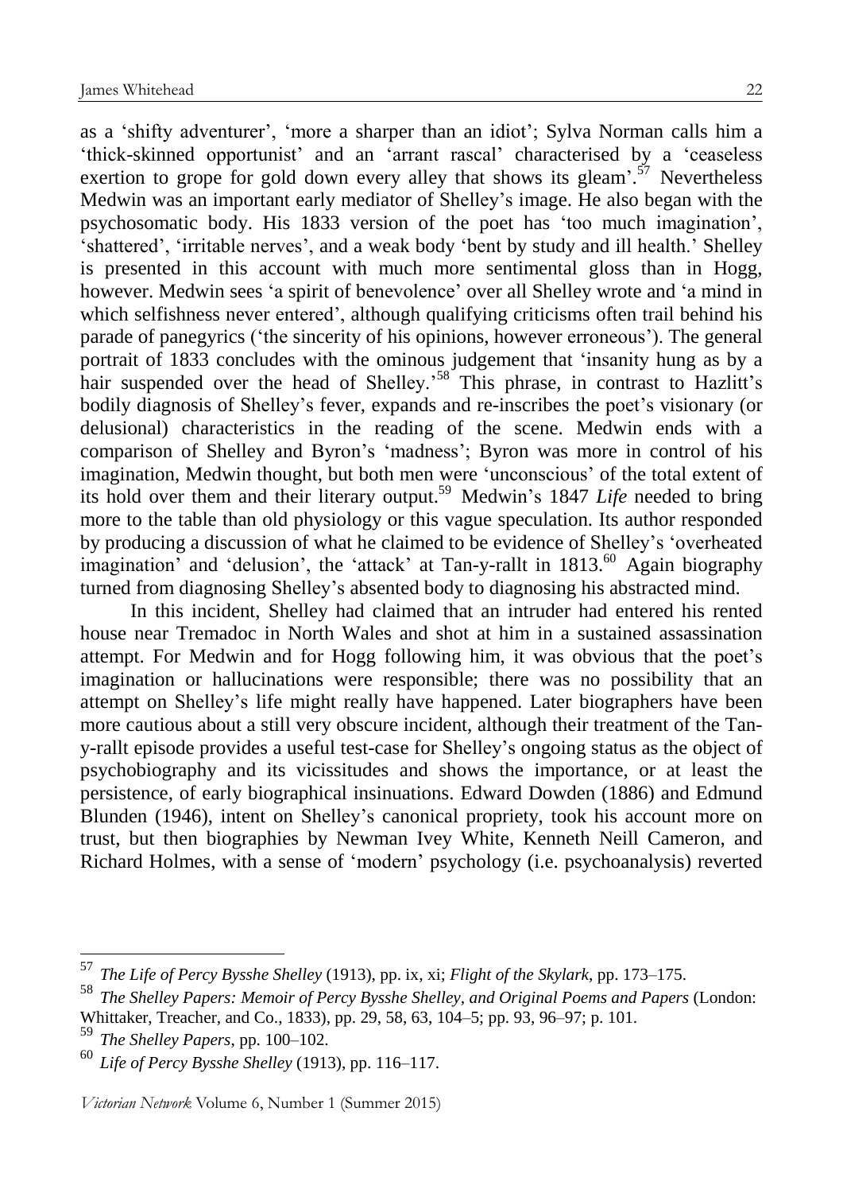as a 'shifty adventurer', 'more a sharper than an idiot'; Sylva Norman calls him a 'thick-skinned opportunist' and an 'arrant rascal' characterised by a 'ceaseless exertion to grope for gold down every alley that shows its gleam'.[57] Nevertheless Medwin was an important early mediator of Shelley's image. He also began with the psychosomatic body. His 1833 version of the poet has 'too much imagination', 'shattered', 'irritable nerves', and a weak body 'bent by study and ill health.' Shelley is presented in this account with much more sentimental gloss than in Hogg, however. Medwin sees 'a spirit of benevolence' over all Shelley wrote and 'a mind in which selfishness never entered', although qualifying criticisms often trail behind his parade of panegyrics ('the sincerity of his opinions, however erroneous'). The general portrait of 1833 concludes with the ominous judgement that 'insanity hung as by a hair suspended over the head of Shelley.'[58] This phrase, in contrast to Hazlitt's bodily diagnosis of Shelley's fever, expands and re-inscribes the poet's visionary (or delusional) characteristics in the reading of the scene. Medwin ends with a comparison of Shelley and Byron's 'madness'; Byron was more in control of his imagination, Medwin thought, but both men were 'unconscious' of the total extent of its hold over them and their literary output.[59] Medwin's 1847 *Life* needed to bring more to the table than old physiology or this vague speculation. Its author responded by producing a discussion of what he claimed to be evidence of Shelley's 'overheated imagination' and 'delusion', the 'attack' at Tan-y-rallt in 1813.[60] Again biography turned from diagnosing Shelley's absented body to diagnosing his abstracted mind.

In this incident, Shelley had claimed that an intruder had entered his rented house near Tremadoc in North Wales and shot at him in a sustained assassination attempt. For Medwin and for Hogg following him, it was obvious that the poet's imagination or hallucinations were responsible; there was no possibility that an attempt on Shelley's life might really have happened. Later biographers have been more cautious about a still very obscure incident, although their treatment of the Tan-y-rallt episode provides a useful test-case for Shelley's ongoing status as the object of psychobiography and its vicissitudes and shows the importance, or at least the persistence, of early biographical insinuations. Edward Dowden (1886) and Edmund Blunden (1946), intent on Shelley's canonical propriety, took his account more on trust, but then biographies by Newman Ivey White, Kenneth Neill Cameron, and Richard Holmes, with a sense of 'modern' psychology (i.e. psychoanalysis) reverted

---

[57] *The Life of Percy Bysshe Shelley* (1913), pp. ix, xi; *Flight of the Skylark*, pp. 173–175.

[58] *The Shelley Papers: Memoir of Percy Bysshe Shelley, and Original Poems and Papers* (London: Whittaker, Treacher, and Co., 1833), pp. 29, 58, 63, 104–5; pp. 93, 96–97; p. 101.

[59] *The Shelley Papers*, pp. 100–102.

[60] *Life of Percy Bysshe Shelley* (1913), pp. 116–117.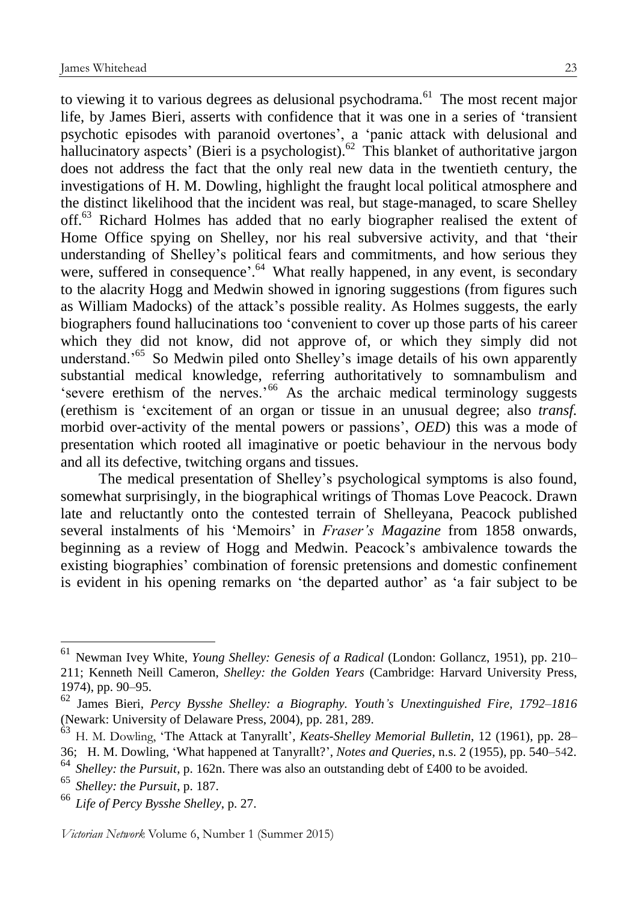to viewing it to various degrees as delusional psychodrama.[61] The most recent major life, by James Bieri, asserts with confidence that it was one in a series of 'transient psychotic episodes with paranoid overtones', a 'panic attack with delusional and hallucinatory aspects' (Bieri is a psychologist).[62] This blanket of authoritative jargon does not address the fact that the only real new data in the twentieth century, the investigations of H. M. Dowling, highlight the fraught local political atmosphere and the distinct likelihood that the incident was real, but stage-managed, to scare Shelley off.[63] Richard Holmes has added that no early biographer realised the extent of Home Office spying on Shelley, nor his real subversive activity, and that 'their understanding of Shelley's political fears and commitments, and how serious they were, suffered in consequence'.[64] What really happened, in any event, is secondary to the alacrity Hogg and Medwin showed in ignoring suggestions (from figures such as William Madocks) of the attack's possible reality. As Holmes suggests, the early biographers found hallucinations too 'convenient to cover up those parts of his career which they did not know, did not approve of, or which they simply did not understand.'[65] So Medwin piled onto Shelley's image details of his own apparently substantial medical knowledge, referring authoritatively to somnambulism and 'severe erethism of the nerves.'[66] As the archaic medical terminology suggests (erethism is 'excitement of an organ or tissue in an unusual degree; also *transf.* morbid over-activity of the mental powers or passions', *OED*) this was a mode of presentation which rooted all imaginative or poetic behaviour in the nervous body and all its defective, twitching organs and tissues.

The medical presentation of Shelley's psychological symptoms is also found, somewhat surprisingly, in the biographical writings of Thomas Love Peacock. Drawn late and reluctantly onto the contested terrain of Shelleyana, Peacock published several instalments of his 'Memoirs' in *Fraser's Magazine* from 1858 onwards, beginning as a review of Hogg and Medwin. Peacock's ambivalence towards the existing biographies' combination of forensic pretensions and domestic confinement is evident in his opening remarks on 'the departed author' as 'a fair subject to be

---

[61] Newman Ivey White, *Young Shelley: Genesis of a Radical* (London: Gollancz, 1951), pp. 210–211; Kenneth Neill Cameron, *Shelley: the Golden Years* (Cambridge: Harvard University Press, 1974), pp. 90–95.

[62] James Bieri, *Percy Bysshe Shelley: a Biography. Youth's Unextinguished Fire, 1792–1816* (Newark: University of Delaware Press, 2004), pp. 281, 289.

[63] H. M. Dowling, 'The Attack at Tanyrallt', *Keats-Shelley Memorial Bulletin*, 12 (1961), pp. 28–36; H. M. Dowling, 'What happened at Tanyrallt?', *Notes and Queries*, n.s. 2 (1955), pp. 540–542.

[64] *Shelley: the Pursuit*, p. 162n. There was also an outstanding debt of £400 to be avoided.

[65] *Shelley: the Pursuit*, p. 187.

[66] *Life of Percy Bysshe Shelley*, p. 27.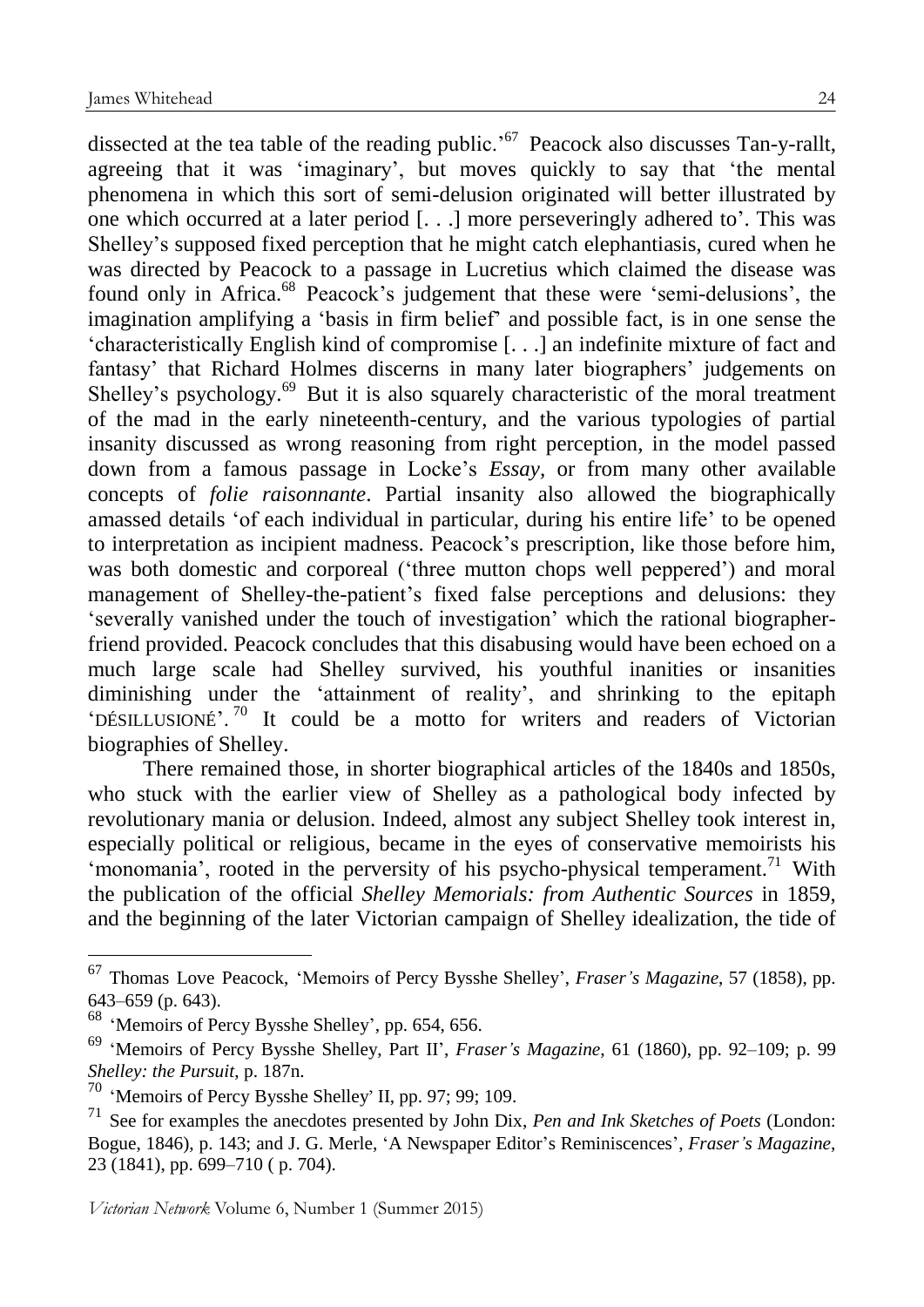dissected at the tea table of the reading public.'[67] Peacock also discusses Tan-y-rallt, agreeing that it was 'imaginary', but moves quickly to say that 'the mental phenomena in which this sort of semi-delusion originated will better illustrated by one which occurred at a later period [. . .] more perseveringly adhered to'. This was Shelley's supposed fixed perception that he might catch elephantiasis, cured when he was directed by Peacock to a passage in Lucretius which claimed the disease was found only in Africa.[68] Peacock's judgement that these were 'semi-delusions', the imagination amplifying a 'basis in firm belief' and possible fact, is in one sense the 'characteristically English kind of compromise [. . .] an indefinite mixture of fact and fantasy' that Richard Holmes discerns in many later biographers' judgements on Shelley's psychology.[69] But it is also squarely characteristic of the moral treatment of the mad in the early nineteenth-century, and the various typologies of partial insanity discussed as wrong reasoning from right perception, in the model passed down from a famous passage in Locke's *Essay*, or from many other available concepts of *folie raisonnante*. Partial insanity also allowed the biographically amassed details 'of each individual in particular, during his entire life' to be opened to interpretation as incipient madness. Peacock's prescription, like those before him, was both domestic and corporeal ('three mutton chops well peppered') and moral management of Shelley-the-patient's fixed false perceptions and delusions: they 'severally vanished under the touch of investigation' which the rational biographer-friend provided. Peacock concludes that this disabusing would have been echoed on a much large scale had Shelley survived, his youthful inanities or insanities diminishing under the 'attainment of reality', and shrinking to the epitaph 'DÉSILLUSIONÉ'.[70] It could be a motto for writers and readers of Victorian biographies of Shelley.

There remained those, in shorter biographical articles of the 1840s and 1850s, who stuck with the earlier view of Shelley as a pathological body infected by revolutionary mania or delusion. Indeed, almost any subject Shelley took interest in, especially political or religious, became in the eyes of conservative memoirists his 'monomania', rooted in the perversity of his psycho-physical temperament.[71] With the publication of the official *Shelley Memorials: from Authentic Sources* in 1859, and the beginning of the later Victorian campaign of Shelley idealization, the tide of

---

[67] Thomas Love Peacock, 'Memoirs of Percy Bysshe Shelley', *Fraser's Magazine*, 57 (1858), pp. 643–659 (p. 643).

[68] 'Memoirs of Percy Bysshe Shelley', pp. 654, 656.

[69] 'Memoirs of Percy Bysshe Shelley, Part II', *Fraser's Magazine*, 61 (1860), pp. 92–109; p. 99 *Shelley: the Pursuit*, p. 187n.

[70] 'Memoirs of Percy Bysshe Shelley' II, pp. 97; 99; 109.

[71] See for examples the anecdotes presented by John Dix, *Pen and Ink Sketches of Poets* (London: Bogue, 1846), p. 143; and J. G. Merle, 'A Newspaper Editor's Reminiscences', *Fraser's Magazine*, 23 (1841), pp. 699–710 ( p. 704).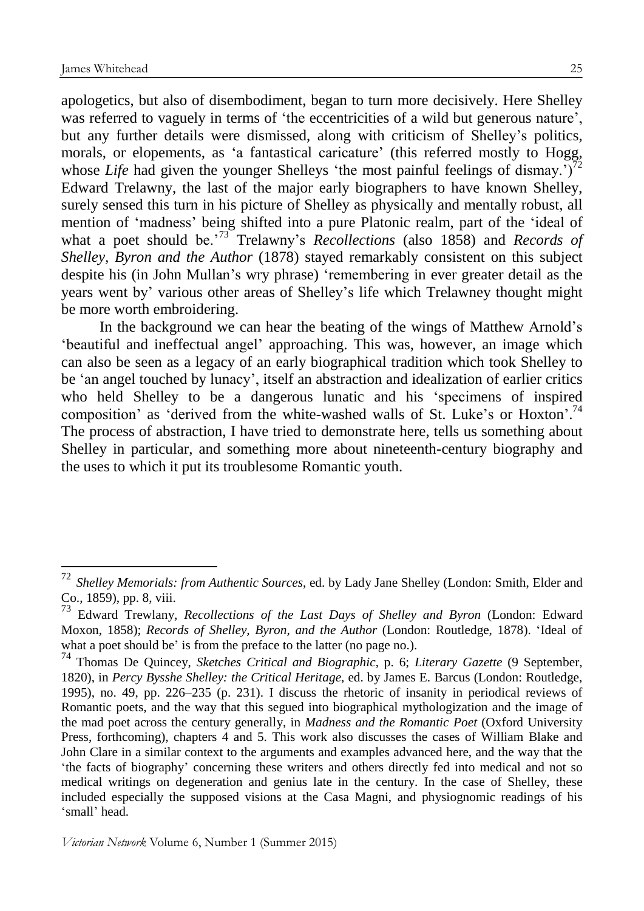apologetics, but also of disembodiment, began to turn more decisively. Here Shelley was referred to vaguely in terms of 'the eccentricities of a wild but generous nature', but any further details were dismissed, along with criticism of Shelley's politics, morals, or elopements, as 'a fantastical caricature' (this referred mostly to Hogg, whose *Life* had given the younger Shelleys 'the most painful feelings of dismay.')[72] Edward Trelawny, the last of the major early biographers to have known Shelley, surely sensed this turn in his picture of Shelley as physically and mentally robust, all mention of 'madness' being shifted into a pure Platonic realm, part of the 'ideal of what a poet should be.'[73] Trelawny's *Recollections* (also 1858) and *Records of Shelley, Byron and the Author* (1878) stayed remarkably consistent on this subject despite his (in John Mullan's wry phrase) 'remembering in ever greater detail as the years went by' various other areas of Shelley's life which Trelawney thought might be more worth embroidering.

In the background we can hear the beating of the wings of Matthew Arnold's 'beautiful and ineffectual angel' approaching. This was, however, an image which can also be seen as a legacy of an early biographical tradition which took Shelley to be 'an angel touched by lunacy', itself an abstraction and idealization of earlier critics who held Shelley to be a dangerous lunatic and his 'specimens of inspired composition' as 'derived from the white-washed walls of St. Luke's or Hoxton'.[74] The process of abstraction, I have tried to demonstrate here, tells us something about Shelley in particular, and something more about nineteenth-century biography and the uses to which it put its troublesome Romantic youth.

---

[72] *Shelley Memorials: from Authentic Sources*, ed. by Lady Jane Shelley (London: Smith, Elder and Co., 1859), pp. 8, viii.

[73] Edward Trewlany, *Recollections of the Last Days of Shelley and Byron* (London: Edward Moxon, 1858); *Records of Shelley, Byron, and the Author* (London: Routledge, 1878). 'Ideal of what a poet should be' is from the preface to the latter (no page no.).

[74] Thomas De Quincey, *Sketches Critical and Biographic*, p. 6; *Literary Gazette* (9 September, 1820), in *Percy Bysshe Shelley: the Critical Heritage*, ed. by James E. Barcus (London: Routledge, 1995), no. 49, pp. 226–235 (p. 231). I discuss the rhetoric of insanity in periodical reviews of Romantic poets, and the way that this segued into biographical mythologization and the image of the mad poet across the century generally, in *Madness and the Romantic Poet* (Oxford University Press, forthcoming), chapters 4 and 5. This work also discusses the cases of William Blake and John Clare in a similar context to the arguments and examples advanced here, and the way that the 'the facts of biography' concerning these writers and others directly fed into medical and not so medical writings on degeneration and genius late in the century. In the case of Shelley, these included especially the supposed visions at the Casa Magni, and physiognomic readings of his 'small' head.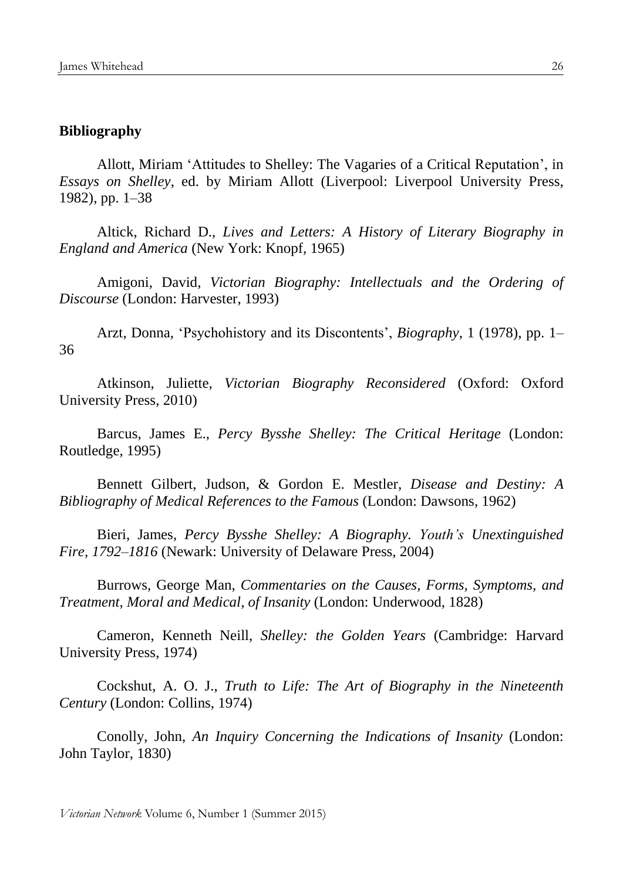**Bibliography**

Allott, Miriam 'Attitudes to Shelley: The Vagaries of a Critical Reputation', in *Essays on Shelley*, ed. by Miriam Allott (Liverpool: Liverpool University Press, 1982), pp. 1–38

Altick, Richard D., *Lives and Letters: A History of Literary Biography in England and America* (New York: Knopf, 1965)

Amigoni, David, *Victorian Biography: Intellectuals and the Ordering of Discourse* (London: Harvester, 1993)

Arzt, Donna, 'Psychohistory and its Discontents', *Biography*, 1 (1978), pp. 1–36

Atkinson, Juliette, *Victorian Biography Reconsidered* (Oxford: Oxford University Press, 2010)

Barcus, James E., *Percy Bysshe Shelley: The Critical Heritage* (London: Routledge, 1995)

Bennett Gilbert, Judson, & Gordon E. Mestler, *Disease and Destiny: A Bibliography of Medical References to the Famous* (London: Dawsons, 1962)

Bieri, James, *Percy Bysshe Shelley: A Biography. Youth's Unextinguished Fire, 1792–1816* (Newark: University of Delaware Press, 2004)

Burrows, George Man, *Commentaries on the Causes, Forms, Symptoms, and Treatment, Moral and Medical, of Insanity* (London: Underwood, 1828)

Cameron, Kenneth Neill, *Shelley: the Golden Years* (Cambridge: Harvard University Press, 1974)

Cockshut, A. O. J., *Truth to Life: The Art of Biography in the Nineteenth Century* (London: Collins, 1974)

Conolly, John, *An Inquiry Concerning the Indications of Insanity* (London: John Taylor, 1830)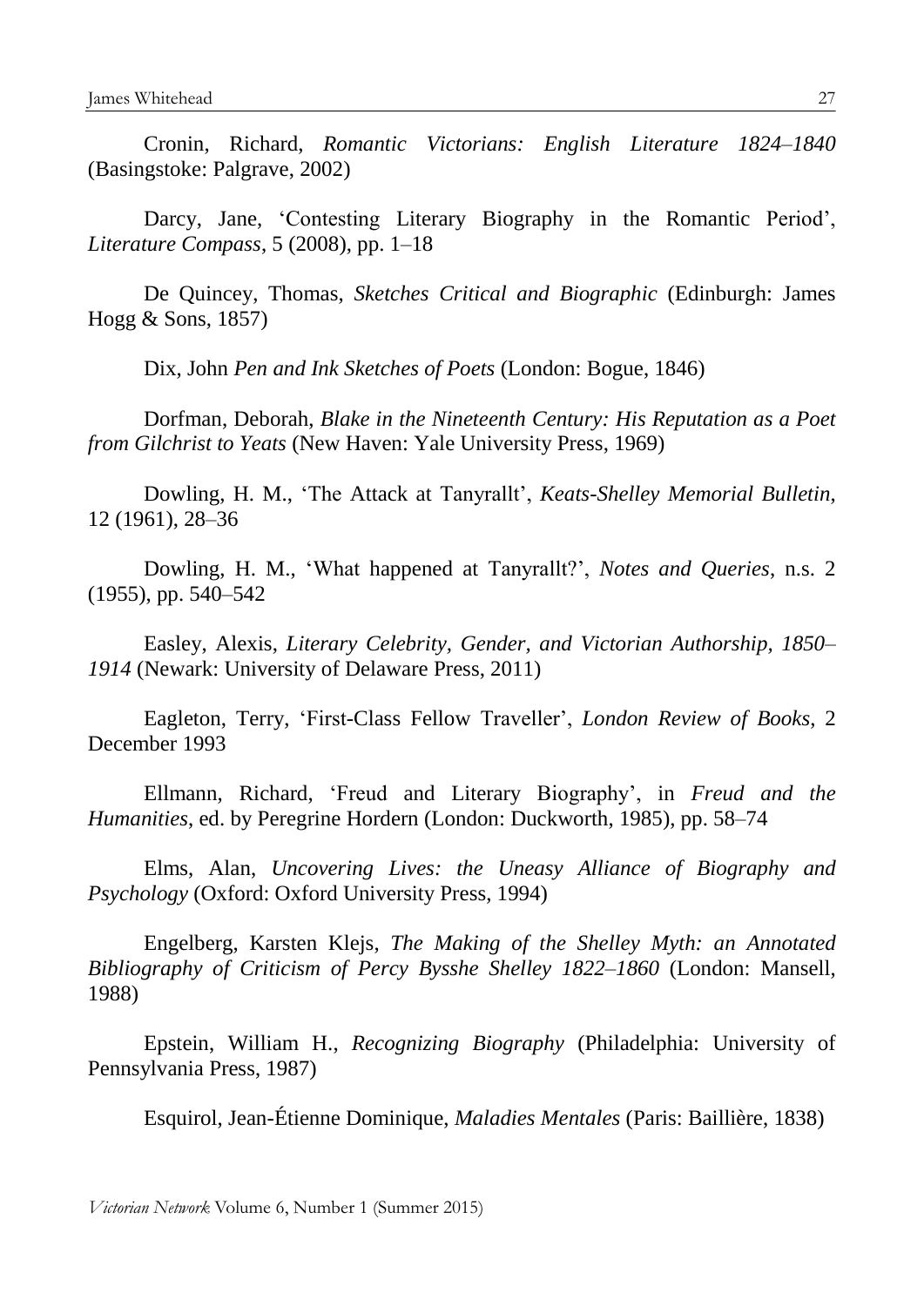Cronin, Richard, *Romantic Victorians: English Literature 1824–1840* (Basingstoke: Palgrave, 2002)

Darcy, Jane, 'Contesting Literary Biography in the Romantic Period', *Literature Compass*, 5 (2008), pp. 1–18

De Quincey, Thomas, *Sketches Critical and Biographic* (Edinburgh: James Hogg & Sons, 1857)

Dix, John *Pen and Ink Sketches of Poets* (London: Bogue, 1846)

Dorfman, Deborah, *Blake in the Nineteenth Century: His Reputation as a Poet from Gilchrist to Yeats* (New Haven: Yale University Press, 1969)

Dowling, H. M., 'The Attack at Tanyrallt', *Keats-Shelley Memorial Bulletin*, 12 (1961), 28–36

Dowling, H. M., 'What happened at Tanyrallt?', *Notes and Queries*, n.s. 2 (1955), pp. 540–542

Easley, Alexis, *Literary Celebrity, Gender, and Victorian Authorship, 1850–1914* (Newark: University of Delaware Press, 2011)

Eagleton, Terry, 'First-Class Fellow Traveller', *London Review of Books*, 2 December 1993

Ellmann, Richard, 'Freud and Literary Biography', in *Freud and the Humanities*, ed. by Peregrine Hordern (London: Duckworth, 1985), pp. 58–74

Elms, Alan, *Uncovering Lives: the Uneasy Alliance of Biography and Psychology* (Oxford: Oxford University Press, 1994)

Engelberg, Karsten Klejs, *The Making of the Shelley Myth: an Annotated Bibliography of Criticism of Percy Bysshe Shelley 1822–1860* (London: Mansell, 1988)

Epstein, William H., *Recognizing Biography* (Philadelphia: University of Pennsylvania Press, 1987)

Esquirol, Jean-Étienne Dominique, *Maladies Mentales* (Paris: Baillière, 1838)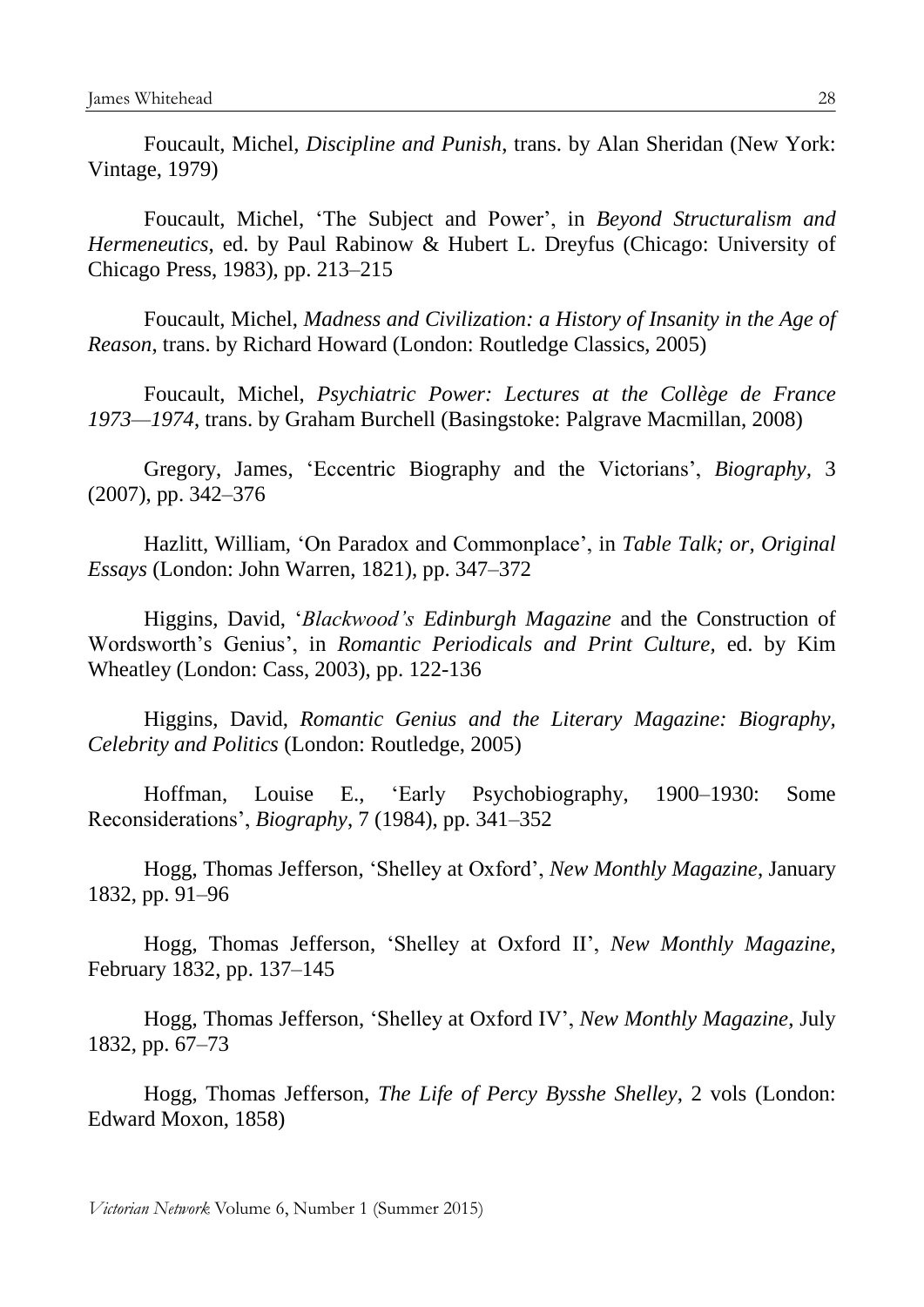Foucault, Michel, *Discipline and Punish*, trans. by Alan Sheridan (New York: Vintage, 1979)

Foucault, Michel, 'The Subject and Power', in *Beyond Structuralism and Hermeneutics*, ed. by Paul Rabinow & Hubert L. Dreyfus (Chicago: University of Chicago Press, 1983), pp. 213–215

Foucault, Michel, *Madness and Civilization: a History of Insanity in the Age of Reason*, trans. by Richard Howard (London: Routledge Classics, 2005)

Foucault, Michel, *Psychiatric Power: Lectures at the Collège de France 1973—1974*, trans. by Graham Burchell (Basingstoke: Palgrave Macmillan, 2008)

Gregory, James, 'Eccentric Biography and the Victorians', *Biography*, 3 (2007), pp. 342–376

Hazlitt, William, 'On Paradox and Commonplace', in *Table Talk; or, Original Essays* (London: John Warren, 1821), pp. 347–372

Higgins, David, '*Blackwood's Edinburgh Magazine* and the Construction of Wordsworth's Genius', in *Romantic Periodicals and Print Culture*, ed. by Kim Wheatley (London: Cass, 2003), pp. 122-136

Higgins, David, *Romantic Genius and the Literary Magazine: Biography, Celebrity and Politics* (London: Routledge, 2005)

Hoffman, Louise E., 'Early Psychobiography, 1900–1930: Some Reconsiderations', *Biography*, 7 (1984), pp. 341–352

Hogg, Thomas Jefferson, 'Shelley at Oxford', *New Monthly Magazine*, January 1832, pp. 91–96

Hogg, Thomas Jefferson, 'Shelley at Oxford II', *New Monthly Magazine*, February 1832, pp. 137–145

Hogg, Thomas Jefferson, 'Shelley at Oxford IV', *New Monthly Magazine*, July 1832, pp. 67–73

Hogg, Thomas Jefferson, *The Life of Percy Bysshe Shelley*, 2 vols (London: Edward Moxon, 1858)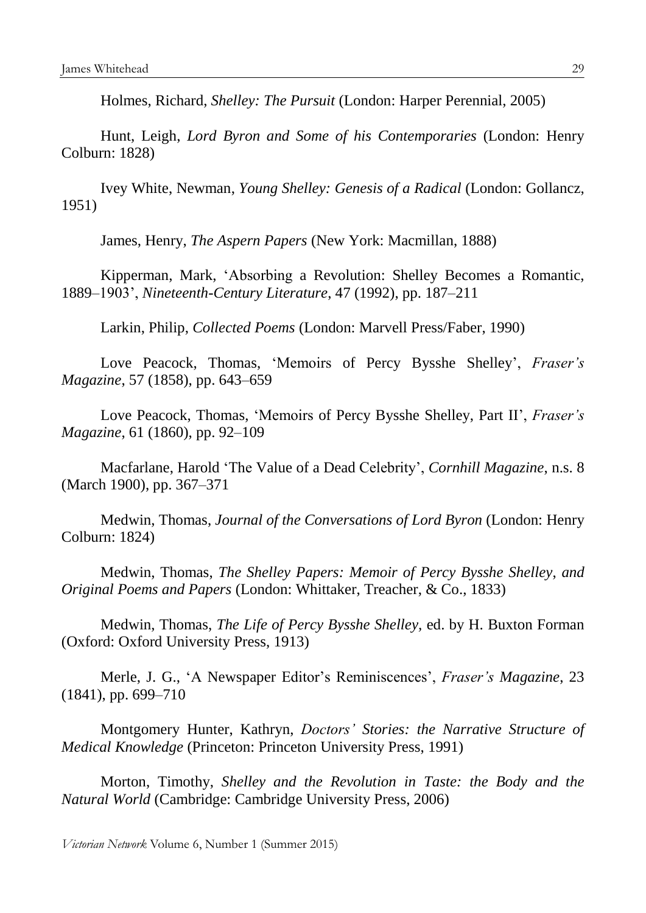Holmes, Richard, *Shelley: The Pursuit* (London: Harper Perennial, 2005)

Hunt, Leigh, *Lord Byron and Some of his Contemporaries* (London: Henry Colburn: 1828)

Ivey White, Newman, *Young Shelley: Genesis of a Radical* (London: Gollancz, 1951)

James, Henry, *The Aspern Papers* (New York: Macmillan, 1888)

Kipperman, Mark, 'Absorbing a Revolution: Shelley Becomes a Romantic, 1889–1903', *Nineteenth-Century Literature*, 47 (1992), pp. 187–211

Larkin, Philip, *Collected Poems* (London: Marvell Press/Faber, 1990)

Love Peacock, Thomas, 'Memoirs of Percy Bysshe Shelley', *Fraser's Magazine*, 57 (1858), pp. 643–659

Love Peacock, Thomas, 'Memoirs of Percy Bysshe Shelley, Part II', *Fraser's Magazine*, 61 (1860), pp. 92–109

Macfarlane, Harold 'The Value of a Dead Celebrity', *Cornhill Magazine*, n.s. 8 (March 1900), pp. 367–371

Medwin, Thomas, *Journal of the Conversations of Lord Byron* (London: Henry Colburn: 1824)

Medwin, Thomas, *The Shelley Papers: Memoir of Percy Bysshe Shelley, and Original Poems and Papers* (London: Whittaker, Treacher, & Co., 1833)

Medwin, Thomas, *The Life of Percy Bysshe Shelley*, ed. by H. Buxton Forman (Oxford: Oxford University Press, 1913)

Merle, J. G., 'A Newspaper Editor's Reminiscences', *Fraser's Magazine*, 23 (1841), pp. 699–710

Montgomery Hunter, Kathryn, *Doctors' Stories: the Narrative Structure of Medical Knowledge* (Princeton: Princeton University Press, 1991)

Morton, Timothy, *Shelley and the Revolution in Taste: the Body and the Natural World* (Cambridge: Cambridge University Press, 2006)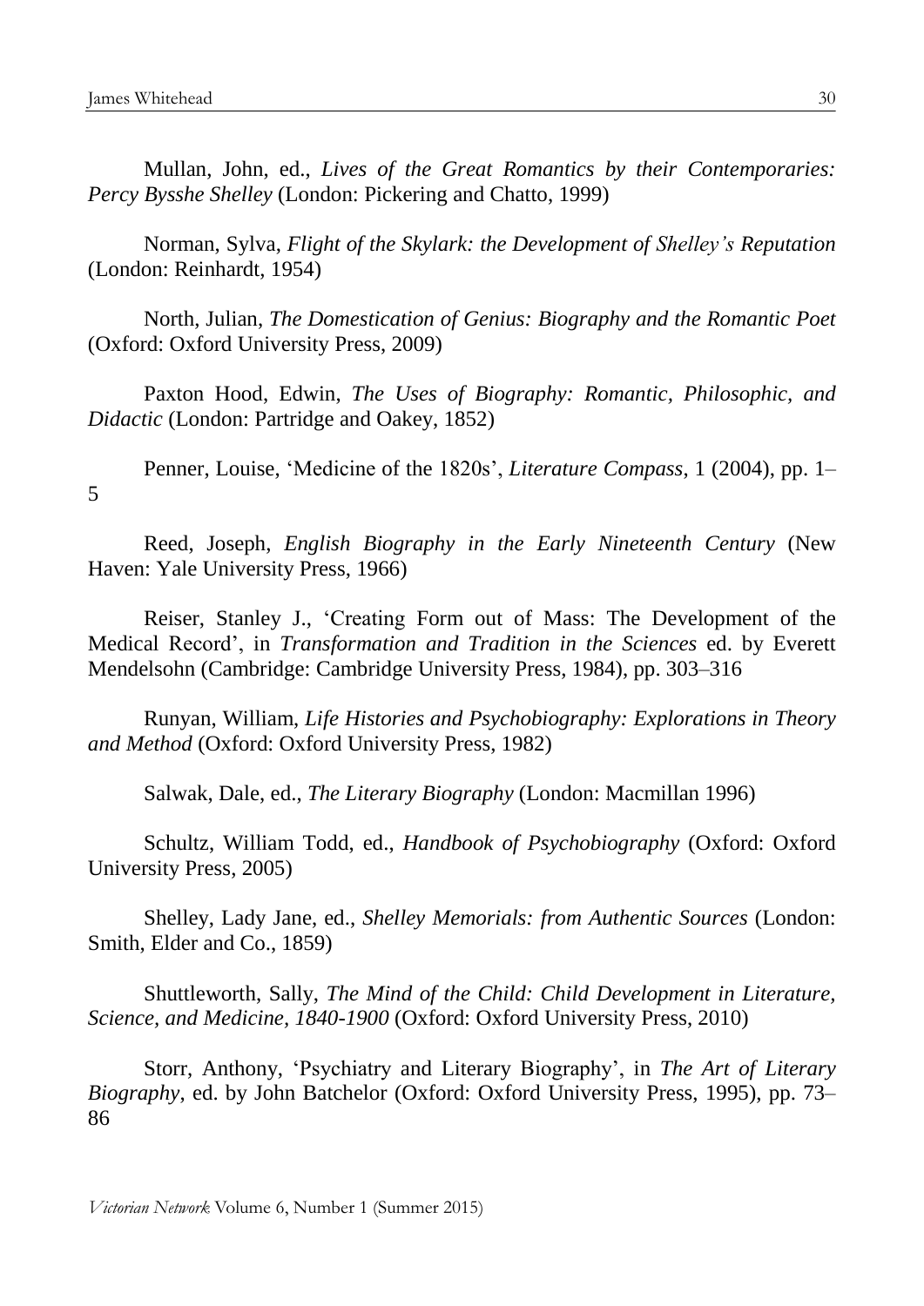Mullan, John, ed., *Lives of the Great Romantics by their Contemporaries: Percy Bysshe Shelley* (London: Pickering and Chatto, 1999)

Norman, Sylva, *Flight of the Skylark: the Development of Shelley's Reputation* (London: Reinhardt, 1954)

North, Julian, *The Domestication of Genius: Biography and the Romantic Poet* (Oxford: Oxford University Press, 2009)

Paxton Hood, Edwin, *The Uses of Biography: Romantic, Philosophic, and Didactic* (London: Partridge and Oakey, 1852)

Penner, Louise, 'Medicine of the 1820s', *Literature Compass*, 1 (2004), pp. 1–5

Reed, Joseph, *English Biography in the Early Nineteenth Century* (New Haven: Yale University Press, 1966)

Reiser, Stanley J., 'Creating Form out of Mass: The Development of the Medical Record', in *Transformation and Tradition in the Sciences* ed. by Everett Mendelsohn (Cambridge: Cambridge University Press, 1984), pp. 303–316

Runyan, William, *Life Histories and Psychobiography: Explorations in Theory and Method* (Oxford: Oxford University Press, 1982)

Salwak, Dale, ed., *The Literary Biography* (London: Macmillan 1996)

Schultz, William Todd, ed., *Handbook of Psychobiography* (Oxford: Oxford University Press, 2005)

Shelley, Lady Jane, ed., *Shelley Memorials: from Authentic Sources* (London: Smith, Elder and Co., 1859)

Shuttleworth, Sally, *The Mind of the Child: Child Development in Literature, Science, and Medicine, 1840-1900* (Oxford: Oxford University Press, 2010)

Storr, Anthony, 'Psychiatry and Literary Biography', in *The Art of Literary Biography*, ed. by John Batchelor (Oxford: Oxford University Press, 1995), pp. 73–86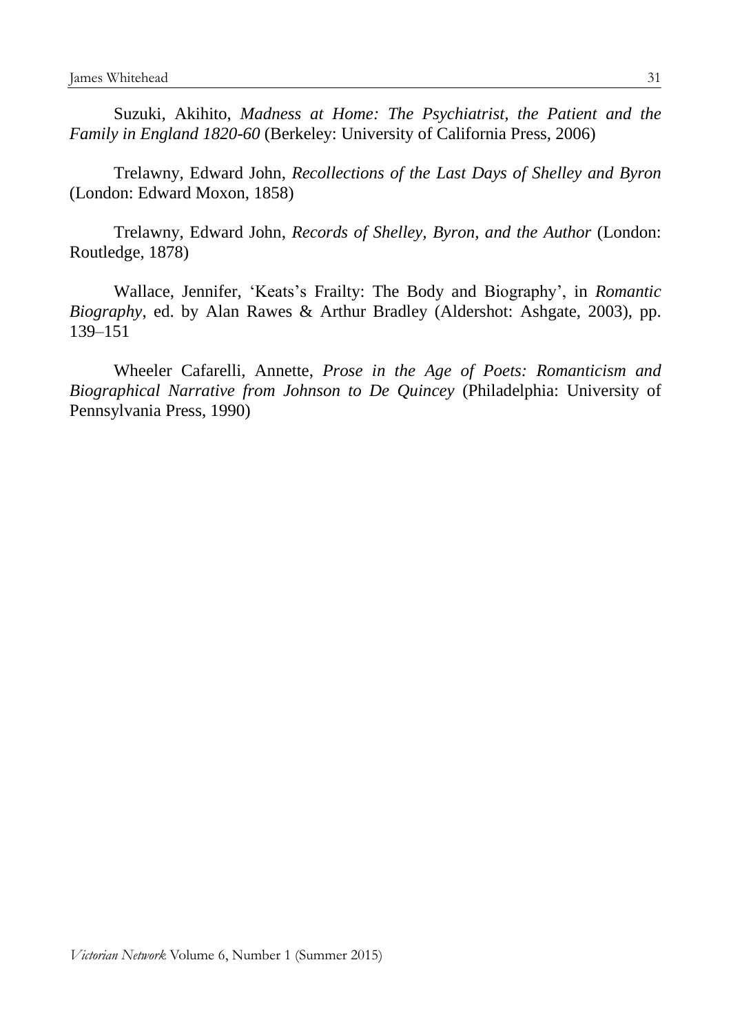Suzuki, Akihito, *Madness at Home: The Psychiatrist, the Patient and the Family in England 1820-60* (Berkeley: University of California Press, 2006)

Trelawny, Edward John, *Recollections of the Last Days of Shelley and Byron* (London: Edward Moxon, 1858)

Trelawny, Edward John, *Records of Shelley, Byron, and the Author* (London: Routledge, 1878)

Wallace, Jennifer, 'Keats's Frailty: The Body and Biography', in *Romantic Biography*, ed. by Alan Rawes & Arthur Bradley (Aldershot: Ashgate, 2003), pp. 139–151

Wheeler Cafarelli, Annette, *Prose in the Age of Poets: Romanticism and Biographical Narrative from Johnson to De Quincey* (Philadelphia: University of Pennsylvania Press, 1990)